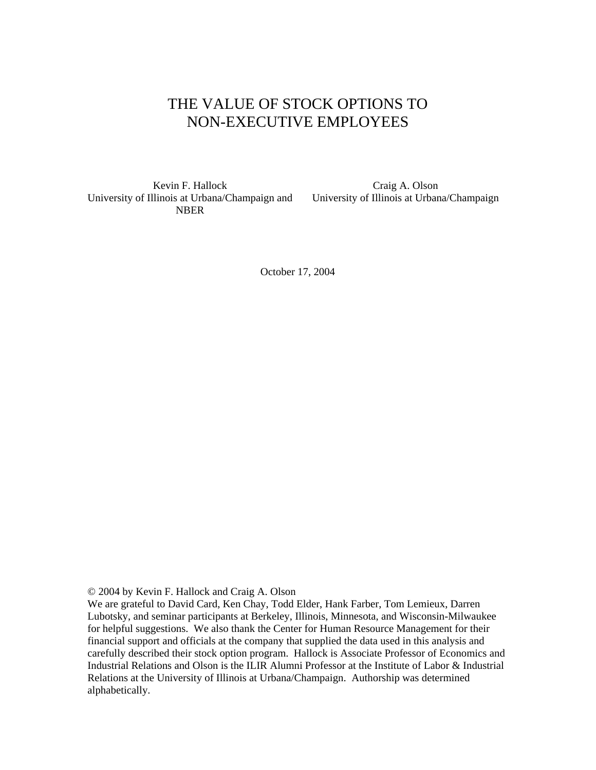# THE VALUE OF STOCK OPTIONS TO NON-EXECUTIVE EMPLOYEES

Kevin F. Hallock
University of Illinois at Urbana/Champaign and NBER

Craig A. Olson
University of Illinois at Urbana/Champaign

October 17, 2004

© 2004 by Kevin F. Hallock and Craig A. Olson
We are grateful to David Card, Ken Chay, Todd Elder, Hank Farber, Tom Lemieux, Darren Lubotsky, and seminar participants at Berkeley, Illinois, Minnesota, and Wisconsin-Milwaukee for helpful suggestions. We also thank the Center for Human Resource Management for their financial support and officials at the company that supplied the data used in this analysis and carefully described their stock option program. Hallock is Associate Professor of Economics and Industrial Relations and Olson is the ILIR Alumni Professor at the Institute of Labor & Industrial Relations at the University of Illinois at Urbana/Champaign. Authorship was determined alphabetically.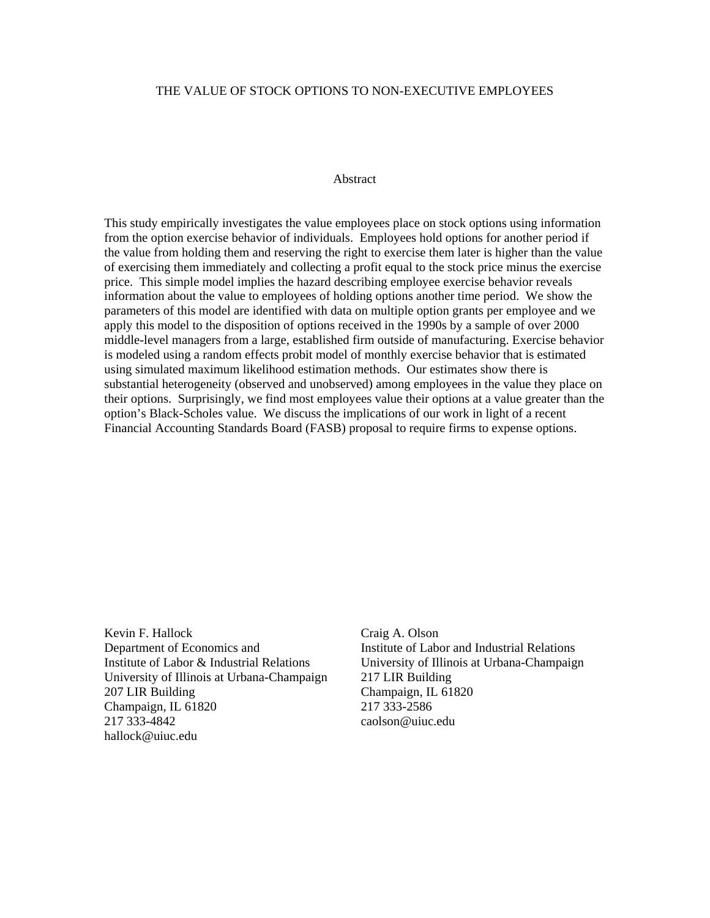# THE VALUE OF STOCK OPTIONS TO NON-EXECUTIVE EMPLOYEES

## Abstract

This study empirically investigates the value employees place on stock options using information from the option exercise behavior of individuals. Employees hold options for another period if the value from holding them and reserving the right to exercise them later is higher than the value of exercising them immediately and collecting a profit equal to the stock price minus the exercise price. This simple model implies the hazard describing employee exercise behavior reveals information about the value to employees of holding options another time period. We show the parameters of this model are identified with data on multiple option grants per employee and we apply this model to the disposition of options received in the 1990s by a sample of over 2000 middle-level managers from a large, established firm outside of manufacturing. Exercise behavior is modeled using a random effects probit model of monthly exercise behavior that is estimated using simulated maximum likelihood estimation methods. Our estimates show there is substantial heterogeneity (observed and unobserved) among employees in the value they place on their options. Surprisingly, we find most employees value their options at a value greater than the option's Black-Scholes value. We discuss the implications of our work in light of a recent Financial Accounting Standards Board (FASB) proposal to require firms to expense options.

Kevin F. Hallock
Department of Economics and
Institute of Labor & Industrial Relations
University of Illinois at Urbana-Champaign
207 LIR Building
Champaign, IL 61820
217 333-4842
hallock@uiuc.edu

Craig A. Olson
Institute of Labor and Industrial Relations
University of Illinois at Urbana-Champaign
217 LIR Building
Champaign, IL 61820
217 333-2586
caolson@uiuc.edu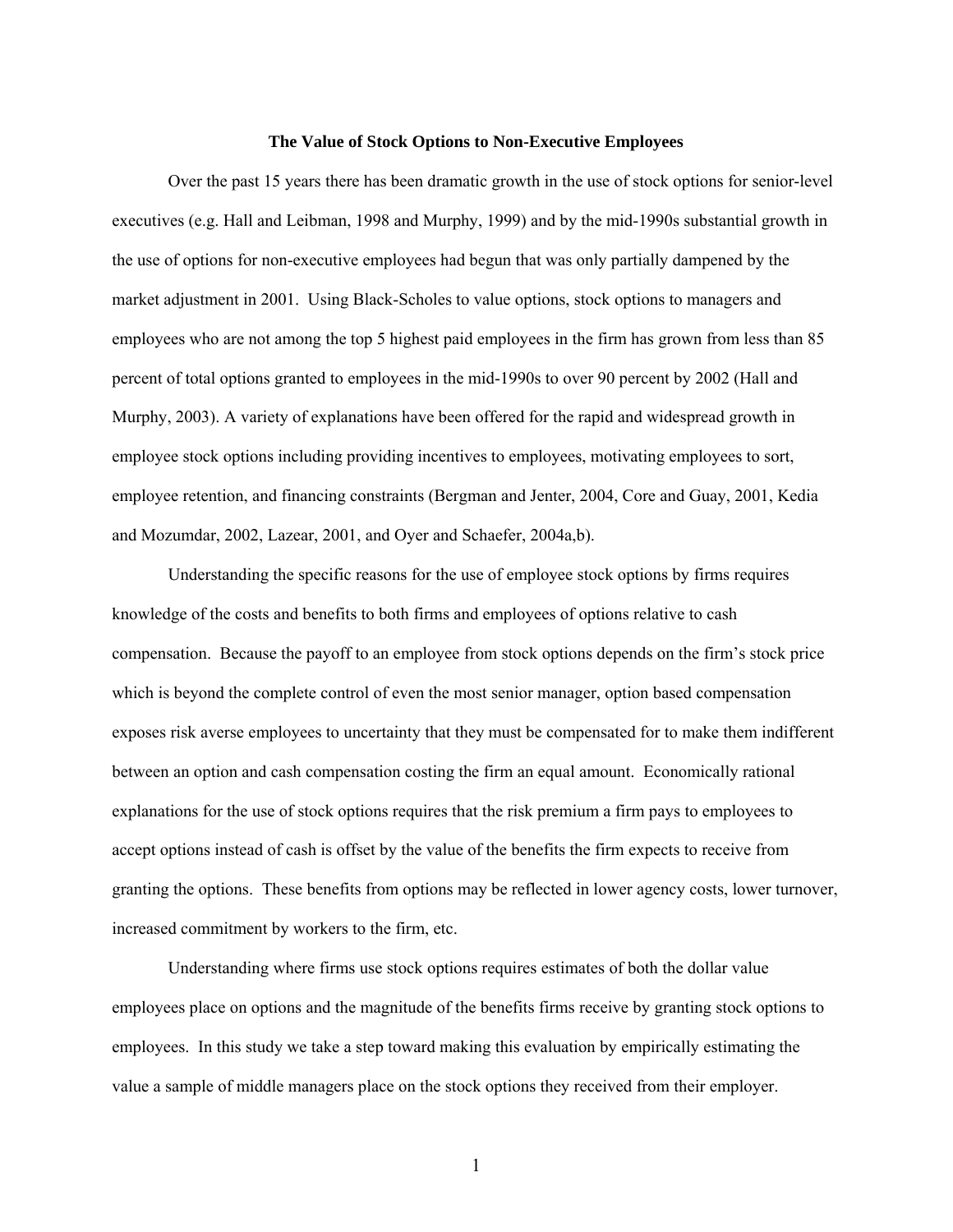**The Value of Stock Options to Non-Executive Employees**

Over the past 15 years there has been dramatic growth in the use of stock options for senior-level executives (e.g. Hall and Leibman, 1998 and Murphy, 1999) and by the mid-1990s substantial growth in the use of options for non-executive employees had begun that was only partially dampened by the market adjustment in 2001. Using Black-Scholes to value options, stock options to managers and employees who are not among the top 5 highest paid employees in the firm has grown from less than 85 percent of total options granted to employees in the mid-1990s to over 90 percent by 2002 (Hall and Murphy, 2003). A variety of explanations have been offered for the rapid and widespread growth in employee stock options including providing incentives to employees, motivating employees to sort, employee retention, and financing constraints (Bergman and Jenter, 2004, Core and Guay, 2001, Kedia and Mozumdar, 2002, Lazear, 2001, and Oyer and Schaefer, 2004a,b).

Understanding the specific reasons for the use of employee stock options by firms requires knowledge of the costs and benefits to both firms and employees of options relative to cash compensation. Because the payoff to an employee from stock options depends on the firm's stock price which is beyond the complete control of even the most senior manager, option based compensation exposes risk averse employees to uncertainty that they must be compensated for to make them indifferent between an option and cash compensation costing the firm an equal amount. Economically rational explanations for the use of stock options requires that the risk premium a firm pays to employees to accept options instead of cash is offset by the value of the benefits the firm expects to receive from granting the options. These benefits from options may be reflected in lower agency costs, lower turnover, increased commitment by workers to the firm, etc.

Understanding where firms use stock options requires estimates of both the dollar value employees place on options and the magnitude of the benefits firms receive by granting stock options to employees. In this study we take a step toward making this evaluation by empirically estimating the value a sample of middle managers place on the stock options they received from their employer.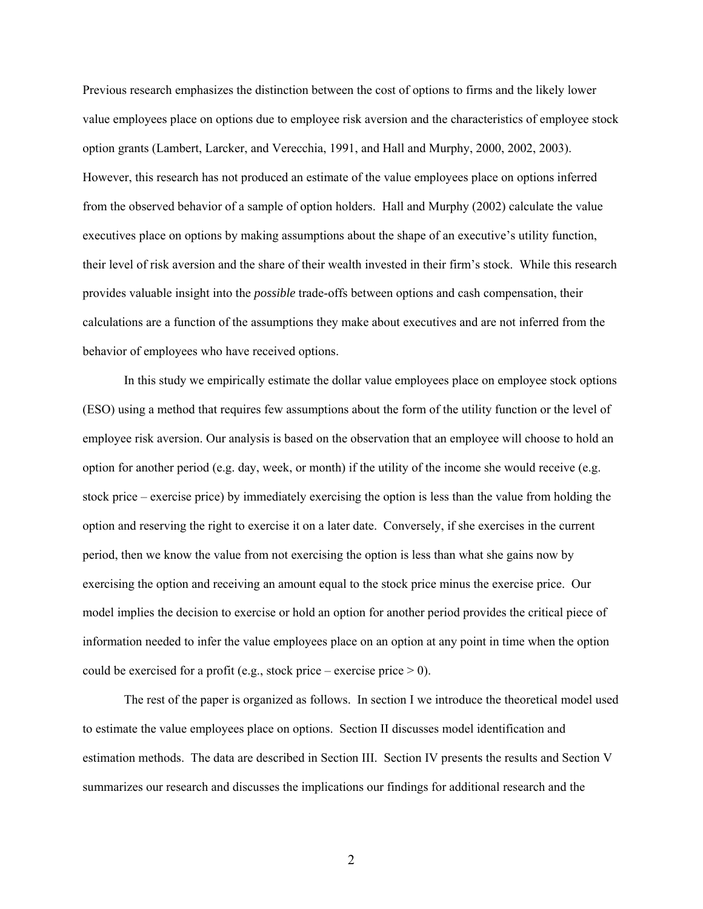Previous research emphasizes the distinction between the cost of options to firms and the likely lower value employees place on options due to employee risk aversion and the characteristics of employee stock option grants (Lambert, Larcker, and Verecchia, 1991, and Hall and Murphy, 2000, 2002, 2003). However, this research has not produced an estimate of the value employees place on options inferred from the observed behavior of a sample of option holders. Hall and Murphy (2002) calculate the value executives place on options by making assumptions about the shape of an executive's utility function, their level of risk aversion and the share of their wealth invested in their firm's stock. While this research provides valuable insight into the *possible* trade-offs between options and cash compensation, their calculations are a function of the assumptions they make about executives and are not inferred from the behavior of employees who have received options.

In this study we empirically estimate the dollar value employees place on employee stock options (ESO) using a method that requires few assumptions about the form of the utility function or the level of employee risk aversion. Our analysis is based on the observation that an employee will choose to hold an option for another period (e.g. day, week, or month) if the utility of the income she would receive (e.g. stock price – exercise price) by immediately exercising the option is less than the value from holding the option and reserving the right to exercise it on a later date. Conversely, if she exercises in the current period, then we know the value from not exercising the option is less than what she gains now by exercising the option and receiving an amount equal to the stock price minus the exercise price. Our model implies the decision to exercise or hold an option for another period provides the critical piece of information needed to infer the value employees place on an option at any point in time when the option could be exercised for a profit (e.g., stock price – exercise price > 0).

The rest of the paper is organized as follows. In section I we introduce the theoretical model used to estimate the value employees place on options. Section II discusses model identification and estimation methods. The data are described in Section III. Section IV presents the results and Section V summarizes our research and discusses the implications our findings for additional research and the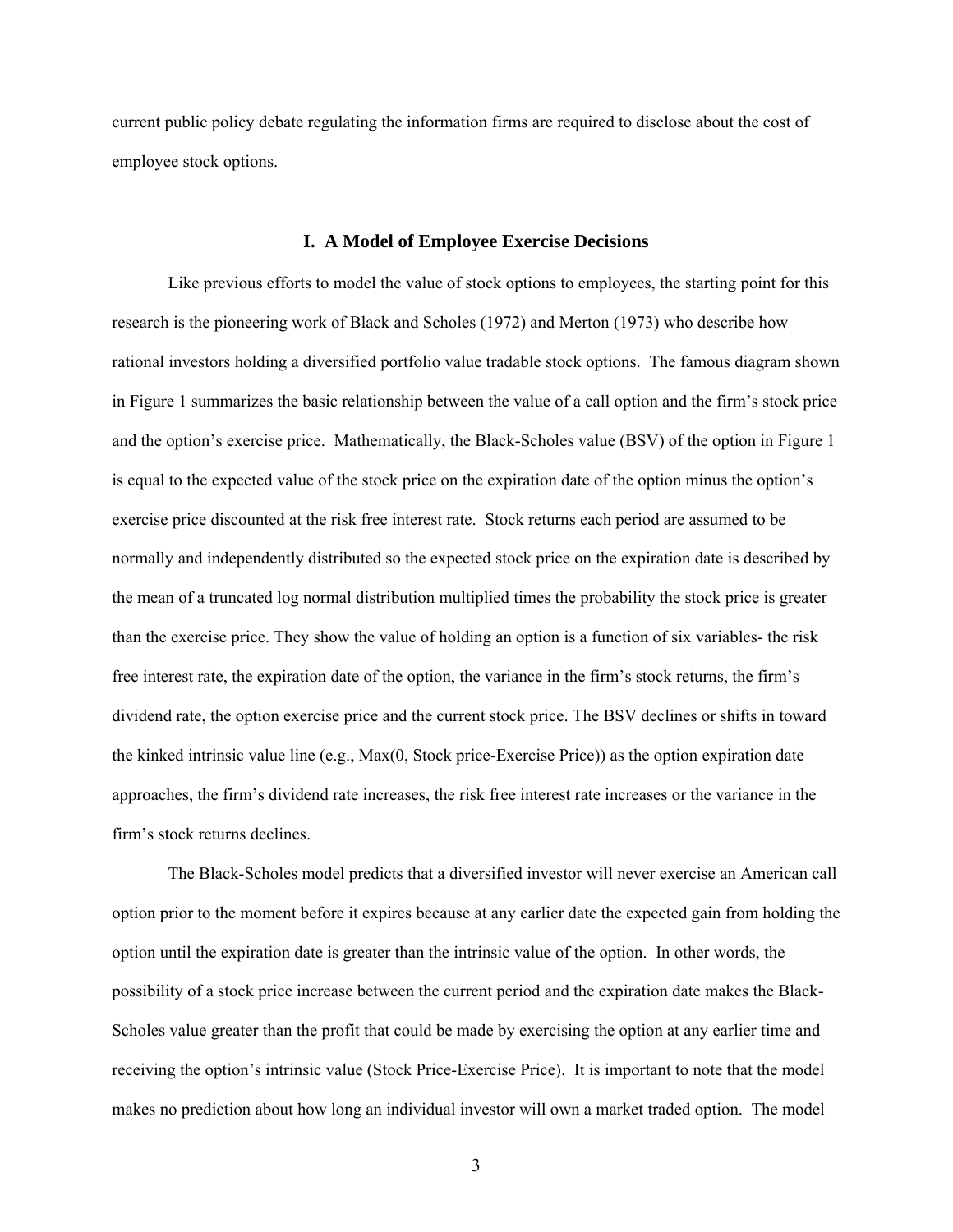current public policy debate regulating the information firms are required to disclose about the cost of employee stock options.

## I. A Model of Employee Exercise Decisions

Like previous efforts to model the value of stock options to employees, the starting point for this research is the pioneering work of Black and Scholes (1972) and Merton (1973) who describe how rational investors holding a diversified portfolio value tradable stock options. The famous diagram shown in Figure 1 summarizes the basic relationship between the value of a call option and the firm's stock price and the option's exercise price. Mathematically, the Black-Scholes value (BSV) of the option in Figure 1 is equal to the expected value of the stock price on the expiration date of the option minus the option's exercise price discounted at the risk free interest rate. Stock returns each period are assumed to be normally and independently distributed so the expected stock price on the expiration date is described by the mean of a truncated log normal distribution multiplied times the probability the stock price is greater than the exercise price. They show the value of holding an option is a function of six variables- the risk free interest rate, the expiration date of the option, the variance in the firm's stock returns, the firm's dividend rate, the option exercise price and the current stock price. The BSV declines or shifts in toward the kinked intrinsic value line (e.g., Max(0, Stock price-Exercise Price)) as the option expiration date approaches, the firm's dividend rate increases, the risk free interest rate increases or the variance in the firm's stock returns declines.

The Black-Scholes model predicts that a diversified investor will never exercise an American call option prior to the moment before it expires because at any earlier date the expected gain from holding the option until the expiration date is greater than the intrinsic value of the option. In other words, the possibility of a stock price increase between the current period and the expiration date makes the Black-Scholes value greater than the profit that could be made by exercising the option at any earlier time and receiving the option's intrinsic value (Stock Price-Exercise Price). It is important to note that the model makes no prediction about how long an individual investor will own a market traded option. The model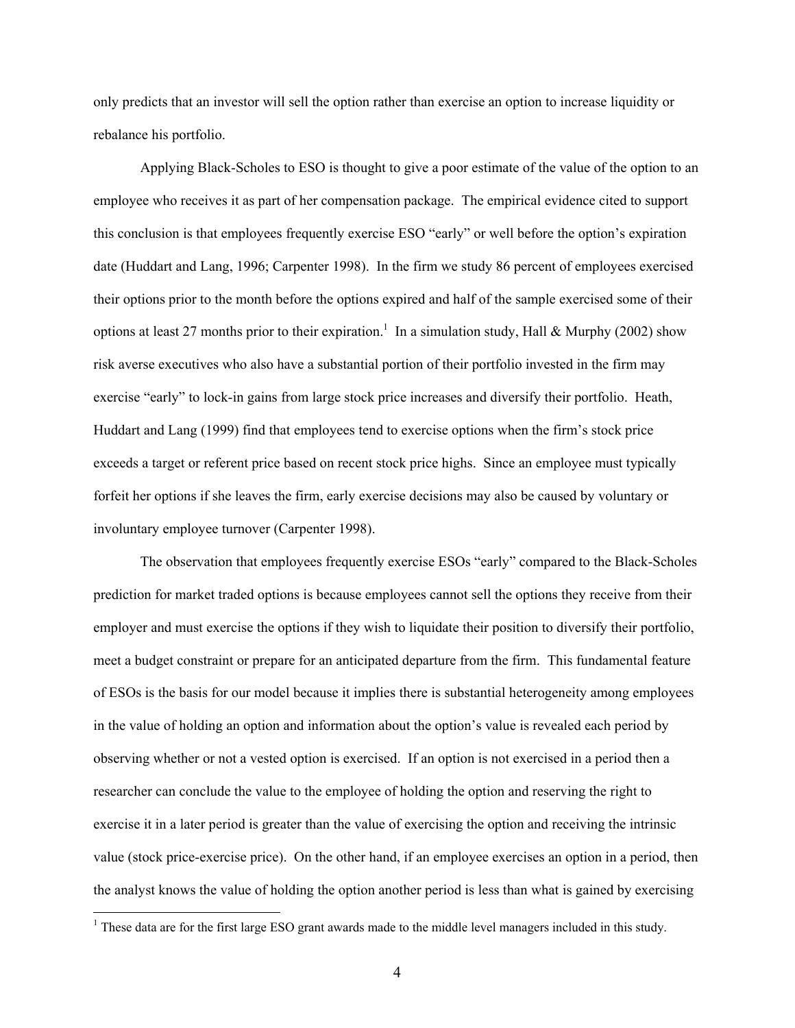only predicts that an investor will sell the option rather than exercise an option to increase liquidity or rebalance his portfolio.

Applying Black-Scholes to ESO is thought to give a poor estimate of the value of the option to an employee who receives it as part of her compensation package. The empirical evidence cited to support this conclusion is that employees frequently exercise ESO "early" or well before the option's expiration date (Huddart and Lang, 1996; Carpenter 1998). In the firm we study 86 percent of employees exercised their options prior to the month before the options expired and half of the sample exercised some of their options at least 27 months prior to their expiration.[1] In a simulation study, Hall & Murphy (2002) show risk averse executives who also have a substantial portion of their portfolio invested in the firm may exercise "early" to lock-in gains from large stock price increases and diversify their portfolio. Heath, Huddart and Lang (1999) find that employees tend to exercise options when the firm's stock price exceeds a target or referent price based on recent stock price highs. Since an employee must typically forfeit her options if she leaves the firm, early exercise decisions may also be caused by voluntary or involuntary employee turnover (Carpenter 1998).

The observation that employees frequently exercise ESOs "early" compared to the Black-Scholes prediction for market traded options is because employees cannot sell the options they receive from their employer and must exercise the options if they wish to liquidate their position to diversify their portfolio, meet a budget constraint or prepare for an anticipated departure from the firm. This fundamental feature of ESOs is the basis for our model because it implies there is substantial heterogeneity among employees in the value of holding an option and information about the option's value is revealed each period by observing whether or not a vested option is exercised. If an option is not exercised in a period then a researcher can conclude the value to the employee of holding the option and reserving the right to exercise it in a later period is greater than the value of exercising the option and receiving the intrinsic value (stock price-exercise price). On the other hand, if an employee exercises an option in a period, then the analyst knows the value of holding the option another period is less than what is gained by exercising

[1] These data are for the first large ESO grant awards made to the middle level managers included in this study.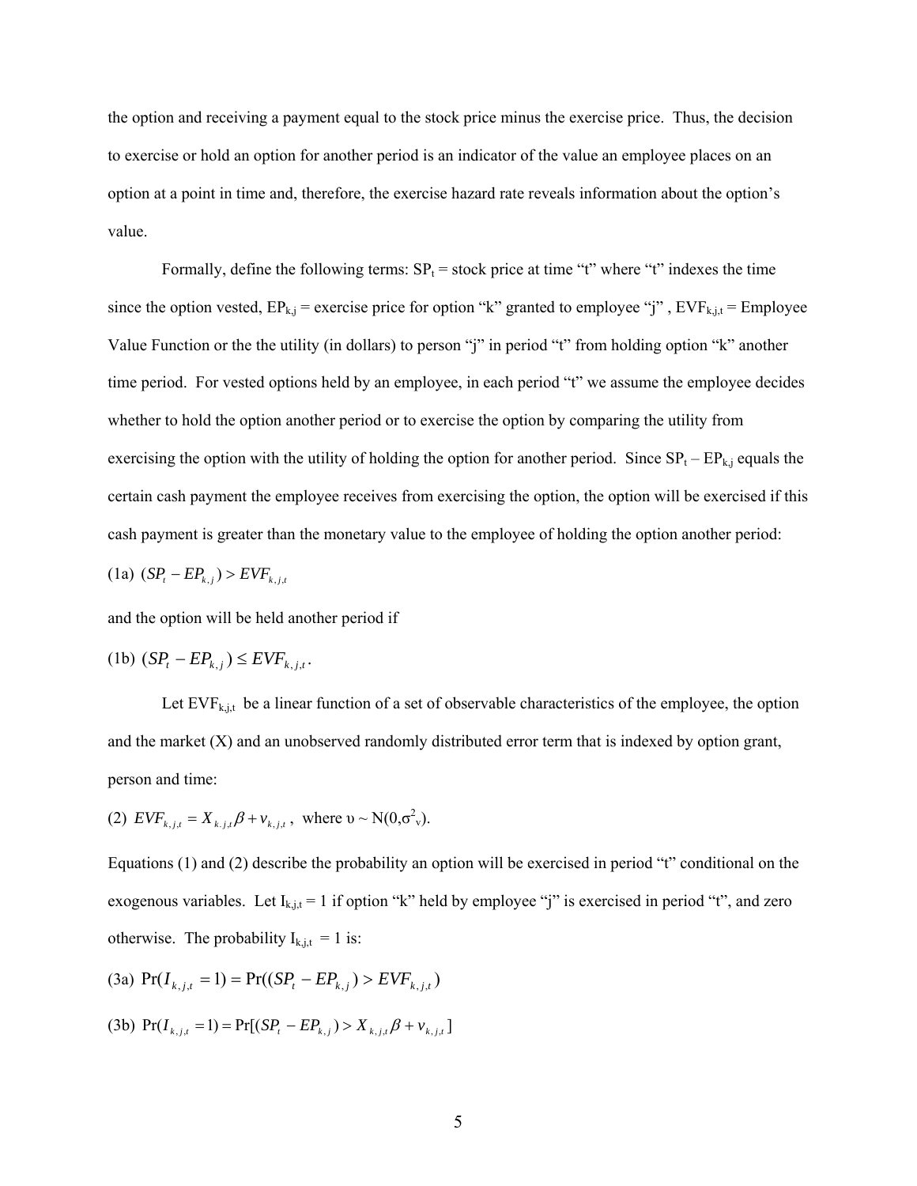the option and receiving a payment equal to the stock price minus the exercise price. Thus, the decision to exercise or hold an option for another period is an indicator of the value an employee places on an option at a point in time and, therefore, the exercise hazard rate reveals information about the option's value.

Formally, define the following terms: $SP_t$ = stock price at time "t" where "t" indexes the time since the option vested, $EP_{k,j}$ = exercise price for option "k" granted to employee "j" , $EVF_{k,j,t}$ = Employee Value Function or the the utility (in dollars) to person "j" in period "t" from holding option "k" another time period. For vested options held by an employee, in each period "t" we assume the employee decides whether to hold the option another period or to exercise the option by comparing the utility from exercising the option with the utility of holding the option for another period. Since $SP_t$ – $EP_{k,j}$ equals the certain cash payment the employee receives from exercising the option, the option will be exercised if this cash payment is greater than the monetary value to the employee of holding the option another period:

(1a) $(SP_t - EP_{k,j}) > EVF_{k,j,t}$

and the option will be held another period if

(1b) $(SP_t - EP_{k,j}) \leq EVF_{k,j,t}$.

Let $EVF_{k,j,t}$ be a linear function of a set of observable characteristics of the employee, the option and the market (X) and an unobserved randomly distributed error term that is indexed by option grant, person and time:

(2) $EVF_{k,j,t} = X_{k.j,t}\beta + v_{k,j,t}$, where $\upsilon \sim N(0,\sigma^2_v)$.

Equations (1) and (2) describe the probability an option will be exercised in period "t" conditional on the exogenous variables. Let $I_{k,j,t} = 1$ if option "k" held by employee "j" is exercised in period "t", and zero otherwise. The probability $I_{k,j,t} = 1$ is:

(3a) $\Pr(I_{k,j,t} = 1) = \Pr((SP_t - EP_{k,j}) > EVF_{k,j,t})$

(3b) $\Pr(I_{k,j,t} = 1) = \Pr[(SP_t - EP_{k,j}) > X_{k,j,t}\beta + v_{k,j,t}]$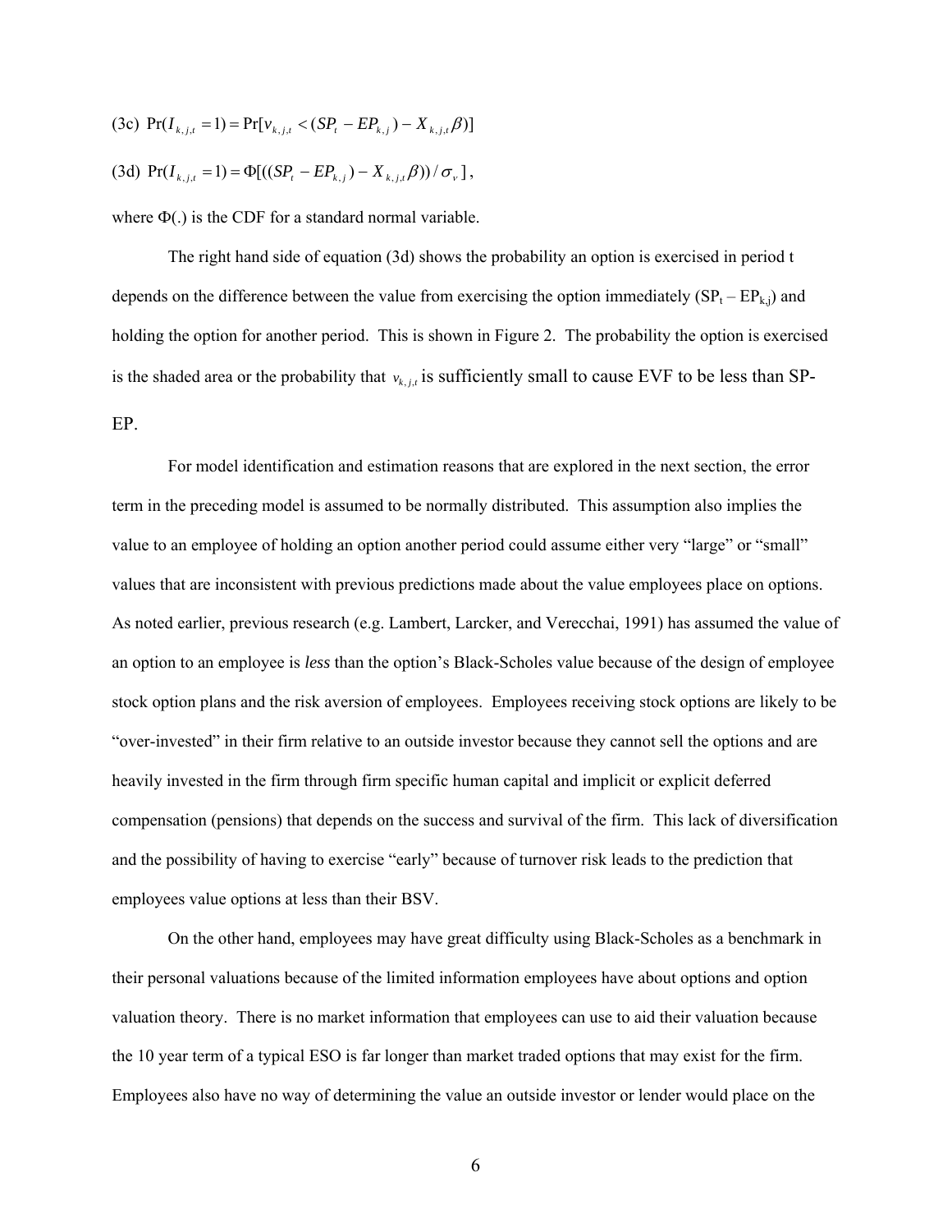(3c) $\Pr(I_{k,j,t} = 1) = \Pr[v_{k,j,t} < (SP_t - EP_{k,j}) - X_{k,j,t}\beta)]$

(3d) $\Pr(I_{k,j,t} = 1) = \Phi[((SP_t - EP_{k,j}) - X_{k,j,t}\beta))/\sigma_v]$,

where $\Phi(.)$ is the CDF for a standard normal variable.

The right hand side of equation (3d) shows the probability an option is exercised in period t depends on the difference between the value from exercising the option immediately ($SP_t - EP_{k,j}$) and holding the option for another period. This is shown in Figure 2. The probability the option is exercised is the shaded area or the probability that $v_{k,j,t}$ is sufficiently small to cause EVF to be less than SP-EP.

For model identification and estimation reasons that are explored in the next section, the error term in the preceding model is assumed to be normally distributed. This assumption also implies the value to an employee of holding an option another period could assume either very "large" or "small" values that are inconsistent with previous predictions made about the value employees place on options. As noted earlier, previous research (e.g. Lambert, Larcker, and Verecchai, 1991) has assumed the value of an option to an employee is *less* than the option's Black-Scholes value because of the design of employee stock option plans and the risk aversion of employees. Employees receiving stock options are likely to be "over-invested" in their firm relative to an outside investor because they cannot sell the options and are heavily invested in the firm through firm specific human capital and implicit or explicit deferred compensation (pensions) that depends on the success and survival of the firm. This lack of diversification and the possibility of having to exercise "early" because of turnover risk leads to the prediction that employees value options at less than their BSV.

On the other hand, employees may have great difficulty using Black-Scholes as a benchmark in their personal valuations because of the limited information employees have about options and option valuation theory. There is no market information that employees can use to aid their valuation because the 10 year term of a typical ESO is far longer than market traded options that may exist for the firm. Employees also have no way of determining the value an outside investor or lender would place on the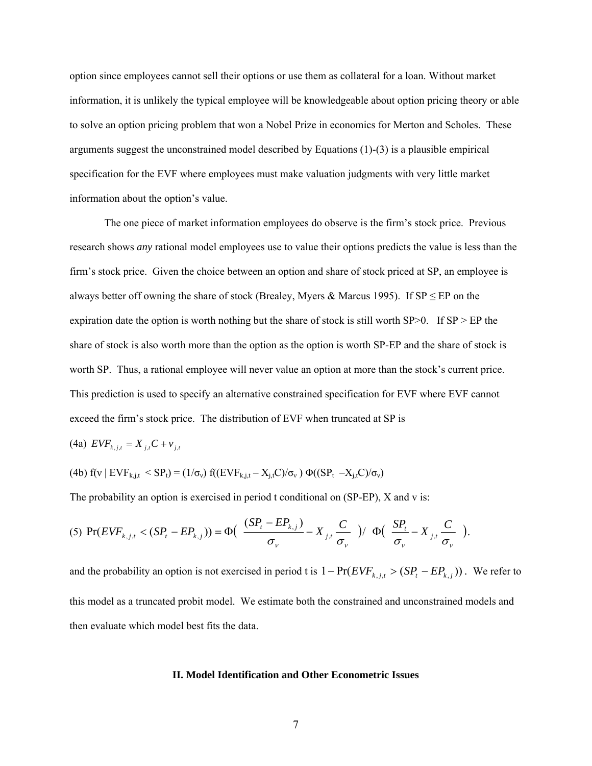option since employees cannot sell their options or use them as collateral for a loan. Without market information, it is unlikely the typical employee will be knowledgeable about option pricing theory or able to solve an option pricing problem that won a Nobel Prize in economics for Merton and Scholes. These arguments suggest the unconstrained model described by Equations (1)-(3) is a plausible empirical specification for the EVF where employees must make valuation judgments with very little market information about the option's value.

The one piece of market information employees do observe is the firm's stock price. Previous research shows *any* rational model employees use to value their options predicts the value is less than the firm's stock price. Given the choice between an option and share of stock priced at SP, an employee is always better off owning the share of stock (Brealey, Myers & Marcus 1995). If SP ≤ EP on the expiration date the option is worth nothing but the share of stock is still worth SP>0. If SP > EP the share of stock is also worth more than the option as the option is worth SP-EP and the share of stock is worth SP. Thus, a rational employee will never value an option at more than the stock's current price. This prediction is used to specify an alternative constrained specification for EVF where EVF cannot exceed the firm's stock price. The distribution of EVF when truncated at SP is

(4a) $EVF_{k,j,t} = X_{j,t}C + v_{j,t}$

(4b) $f(v \mid EVF_{k,j,t} < SP_t) = (1/\sigma_v)\, f((EVF_{k,j,t} - X_{j,t}C)/\sigma_v)\; \Phi((SP_t - X_{j,t}C)/\sigma_v)$

The probability an option is exercised in period t conditional on (SP-EP), X and v is:

$$\text{(5)}\quad \Pr(EVF_{k,j,t} < (SP_t - EP_{k,j})) = \Phi\Big( \frac{(SP_t - EP_{k,j})}{\sigma_v} - X_{j,t}\frac{C}{\sigma_v} \Big) / \; \Phi\Big( \frac{SP_t}{\sigma_v} - X_{j,t}\frac{C}{\sigma_v} \Big).$$

and the probability an option is not exercised in period t is $1 - \Pr(EVF_{k,j,t} > (SP_t - EP_{k,j}))$. We refer to this model as a truncated probit model. We estimate both the constrained and unconstrained models and then evaluate which model best fits the data.

## II. Model Identification and Other Econometric Issues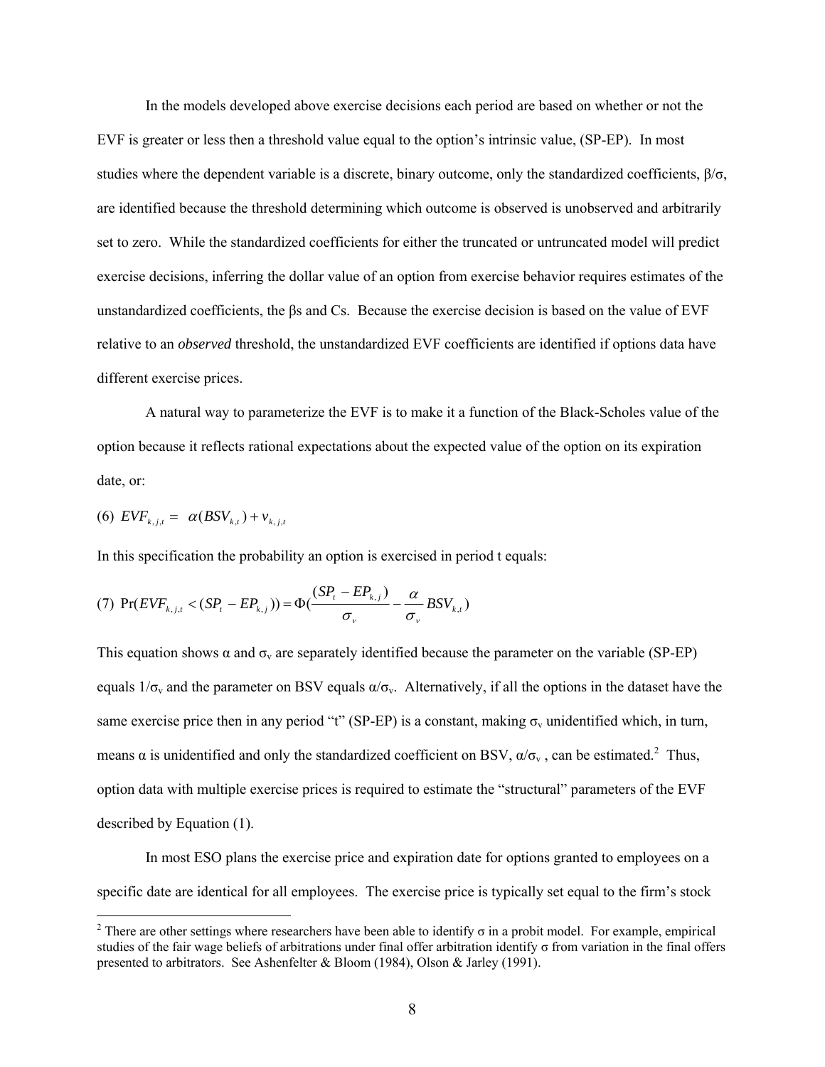In the models developed above exercise decisions each period are based on whether or not the EVF is greater or less then a threshold value equal to the option's intrinsic value, (SP-EP). In most studies where the dependent variable is a discrete, binary outcome, only the standardized coefficients, $\beta/\sigma$, are identified because the threshold determining which outcome is observed is unobserved and arbitrarily set to zero. While the standardized coefficients for either the truncated or untruncated model will predict exercise decisions, inferring the dollar value of an option from exercise behavior requires estimates of the unstandardized coefficients, the $\beta$s and Cs. Because the exercise decision is based on the value of EVF relative to an *observed* threshold, the unstandardized EVF coefficients are identified if options data have different exercise prices.

A natural way to parameterize the EVF is to make it a function of the Black-Scholes value of the option because it reflects rational expectations about the expected value of the option on its expiration date, or:

$$(6)\ \ EVF_{k,j,t} = \alpha(BSV_{k,t}) + v_{k,j,t}$$

In this specification the probability an option is exercised in period t equals:

$$(7)\ \ \Pr(EVF_{k,j,t} < (SP_t - EP_{k,j})) = \Phi\left(\frac{(SP_t - EP_{k,j})}{\sigma_v} - \frac{\alpha}{\sigma_v} BSV_{k,t}\right)$$

This equation shows $\alpha$ and $\sigma_v$ are separately identified because the parameter on the variable (SP-EP) equals $1/\sigma_v$ and the parameter on BSV equals $\alpha/\sigma_v$. Alternatively, if all the options in the dataset have the same exercise price then in any period "t" (SP-EP) is a constant, making $\sigma_v$ unidentified which, in turn, means $\alpha$ is unidentified and only the standardized coefficient on BSV, $\alpha/\sigma_v$ , can be estimated.[2] Thus, option data with multiple exercise prices is required to estimate the "structural" parameters of the EVF described by Equation (1).

In most ESO plans the exercise price and expiration date for options granted to employees on a specific date are identical for all employees. The exercise price is typically set equal to the firm's stock

[2] There are other settings where researchers have been able to identify $\sigma$ in a probit model. For example, empirical studies of the fair wage beliefs of arbitrations under final offer arbitration identify $\sigma$ from variation in the final offers presented to arbitrators. See Ashenfelter & Bloom (1984), Olson & Jarley (1991).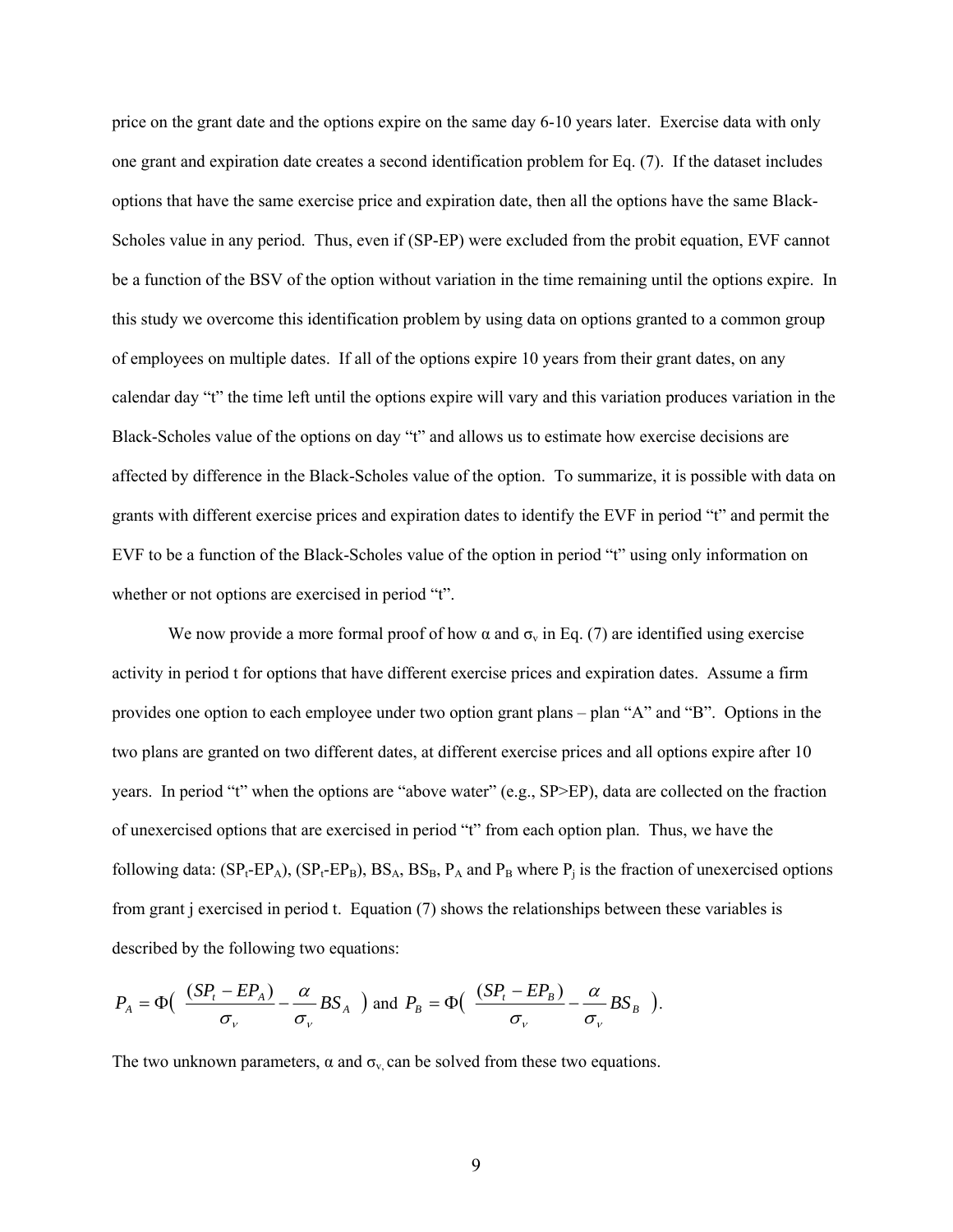price on the grant date and the options expire on the same day 6-10 years later. Exercise data with only one grant and expiration date creates a second identification problem for Eq. (7). If the dataset includes options that have the same exercise price and expiration date, then all the options have the same Black-Scholes value in any period. Thus, even if (SP-EP) were excluded from the probit equation, EVF cannot be a function of the BSV of the option without variation in the time remaining until the options expire. In this study we overcome this identification problem by using data on options granted to a common group of employees on multiple dates. If all of the options expire 10 years from their grant dates, on any calendar day "t" the time left until the options expire will vary and this variation produces variation in the Black-Scholes value of the options on day "t" and allows us to estimate how exercise decisions are affected by difference in the Black-Scholes value of the option. To summarize, it is possible with data on grants with different exercise prices and expiration dates to identify the EVF in period "t" and permit the EVF to be a function of the Black-Scholes value of the option in period "t" using only information on whether or not options are exercised in period "t".

We now provide a more formal proof of how $\alpha$ and $\sigma_v$ in Eq. (7) are identified using exercise activity in period t for options that have different exercise prices and expiration dates. Assume a firm provides one option to each employee under two option grant plans – plan "A" and "B". Options in the two plans are granted on two different dates, at different exercise prices and all options expire after 10 years. In period "t" when the options are "above water" (e.g., SP>EP), data are collected on the fraction of unexercised options that are exercised in period "t" from each option plan. Thus, we have the following data: $(SP_t\text{-}EP_A)$, $(SP_t\text{-}EP_B)$, $BS_A$, $BS_B$, $P_A$ and $P_B$ where $P_j$ is the fraction of unexercised options from grant j exercised in period t. Equation (7) shows the relationships between these variables is described by the following two equations:

$$P_A = \Phi\left( \frac{(SP_t - EP_A)}{\sigma_v} - \frac{\alpha}{\sigma_v} BS_A \right) \text{ and } P_B = \Phi\left( \frac{(SP_t - EP_B)}{\sigma_v} - \frac{\alpha}{\sigma_v} BS_B \right).$$

The two unknown parameters, $\alpha$ and $\sigma_v$, can be solved from these two equations.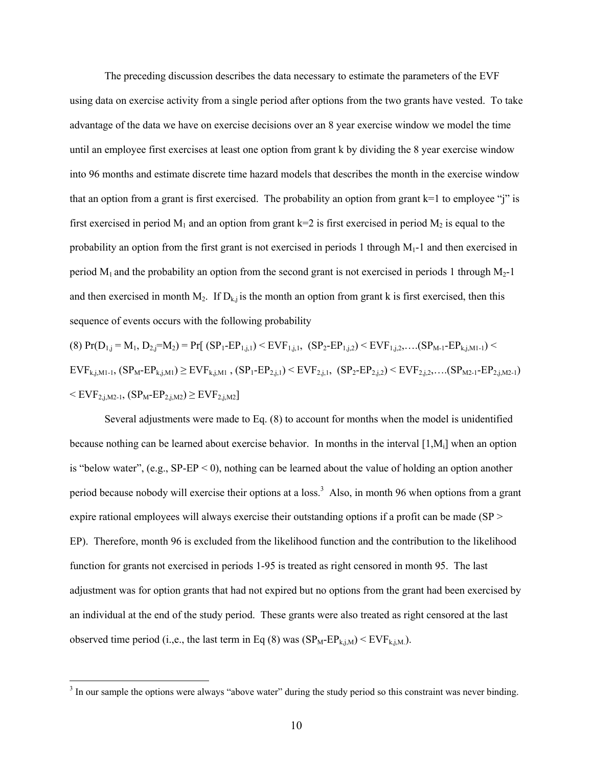The preceding discussion describes the data necessary to estimate the parameters of the EVF using data on exercise activity from a single period after options from the two grants have vested. To take advantage of the data we have on exercise decisions over an 8 year exercise window we model the time until an employee first exercises at least one option from grant k by dividing the 8 year exercise window into 96 months and estimate discrete time hazard models that describes the month in the exercise window that an option from a grant is first exercised. The probability an option from grant k=1 to employee "j" is first exercised in period $M_1$ and an option from grant k=2 is first exercised in period $M_2$ is equal to the probability an option from the first grant is not exercised in periods 1 through $M_1$-1 and then exercised in period $M_1$ and the probability an option from the second grant is not exercised in periods 1 through $M_2$-1 and then exercised in month $M_2$. If $D_{k,j}$ is the month an option from grant k is first exercised, then this sequence of events occurs with the following probability

(8) $\Pr(D_{1,j} = M_1, D_{2,j}=M_2) = \Pr[ (SP_1-EP_{1,j,1}) < EVF_{1,j,1}, (SP_2-EP_{1,j,2}) < EVF_{1,j,2}, \ldots (SP_{M-1}-EP_{k,j,M1-1}) < EVF_{k,j,M1-1}, (SP_M-EP_{k,j,M1}) \geq EVF_{k,j,M1}, (SP_1-EP_{2,j,1}) < EVF_{2,j,1}, (SP_2-EP_{2,j,2}) < EVF_{2,j,2}, \ldots (SP_{M2-1}-EP_{2,j,M2-1}) < EVF_{2,j,M2-1}, (SP_M-EP_{2,j,M2}) \geq EVF_{2,j,M2}]$

Several adjustments were made to Eq. (8) to account for months when the model is unidentified because nothing can be learned about exercise behavior. In months in the interval $[1,M_i]$ when an option is "below water", (e.g., SP-EP < 0), nothing can be learned about the value of holding an option another period because nobody will exercise their options at a loss.[3] Also, in month 96 when options from a grant expire rational employees will always exercise their outstanding options if a profit can be made (SP > EP). Therefore, month 96 is excluded from the likelihood function and the contribution to the likelihood function for grants not exercised in periods 1-95 is treated as right censored in month 95. The last adjustment was for option grants that had not expired but no options from the grant had been exercised by an individual at the end of the study period. These grants were also treated as right censored at the last observed time period (i.,e., the last term in Eq (8) was $(SP_M-EP_{k,j,M}) < EVF_{k,j,M.}$).

[3] In our sample the options were always "above water" during the study period so this constraint was never binding.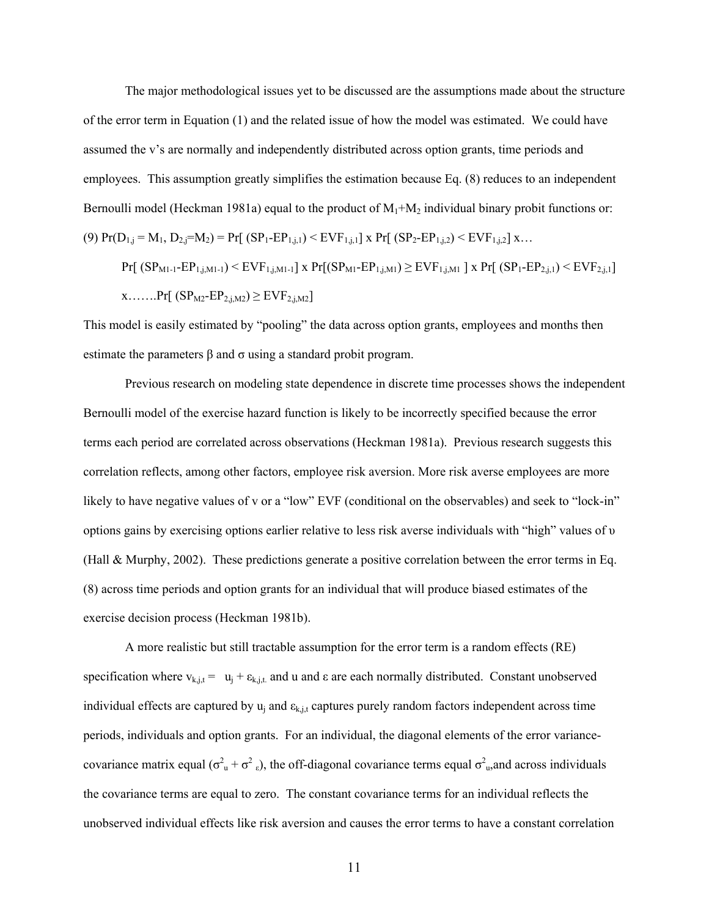The major methodological issues yet to be discussed are the assumptions made about the structure of the error term in Equation (1) and the related issue of how the model was estimated. We could have assumed the v's are normally and independently distributed across option grants, time periods and employees. This assumption greatly simplifies the estimation because Eq. (8) reduces to an independent Bernoulli model (Heckman 1981a) equal to the product of $M_1$+$M_2$ individual binary probit functions or:

$$\begin{aligned}
(9)\ \Pr(D_{1,j} = M_1, D_{2,j}=M_2) = &\Pr[\, (SP_1\text{-}EP_{1,j,1}) < EVF_{1,j,1}] \text{ x } \Pr[\, (SP_2\text{-}EP_{1,j,2}) < EVF_{1,j,2}] \text{ x}\ldots \\
&\Pr[\, (SP_{M1\text{-}1}\text{-}EP_{1,j,M1\text{-}1}) < EVF_{1,j,M1\text{-}1}] \text{ x } \Pr[(SP_{M1}\text{-}EP_{1,j,M1}) \geq EVF_{1,j,M1}\,] \text{ x } \Pr[\, (SP_1\text{-}EP_{2,j,1}) < EVF_{2,j,1}] \\
&\text{x}\ldots\ldots\Pr[\, (SP_{M2}\text{-}EP_{2,j,M2}) \geq EVF_{2,j,M2}]
\end{aligned}$$

This model is easily estimated by "pooling" the data across option grants, employees and months then estimate the parameters β and σ using a standard probit program.

Previous research on modeling state dependence in discrete time processes shows the independent Bernoulli model of the exercise hazard function is likely to be incorrectly specified because the error terms each period are correlated across observations (Heckman 1981a). Previous research suggests this correlation reflects, among other factors, employee risk aversion. More risk averse employees are more likely to have negative values of v or a "low" EVF (conditional on the observables) and seek to "lock-in" options gains by exercising options earlier relative to less risk averse individuals with "high" values of υ (Hall & Murphy, 2002). These predictions generate a positive correlation between the error terms in Eq. (8) across time periods and option grants for an individual that will produce biased estimates of the exercise decision process (Heckman 1981b).

A more realistic but still tractable assumption for the error term is a random effects (RE) specification where $v_{k,j,t} = u_j + \varepsilon_{k,j,t}$ and u and ε are each normally distributed. Constant unobserved individual effects are captured by $u_j$ and $\varepsilon_{k,j,t}$ captures purely random factors independent across time periods, individuals and option grants. For an individual, the diagonal elements of the error variance-covariance matrix equal ($\sigma^2_u + \sigma^2_\varepsilon$), the off-diagonal covariance terms equal $\sigma^2_u$,and across individuals the covariance terms are equal to zero. The constant covariance terms for an individual reflects the unobserved individual effects like risk aversion and causes the error terms to have a constant correlation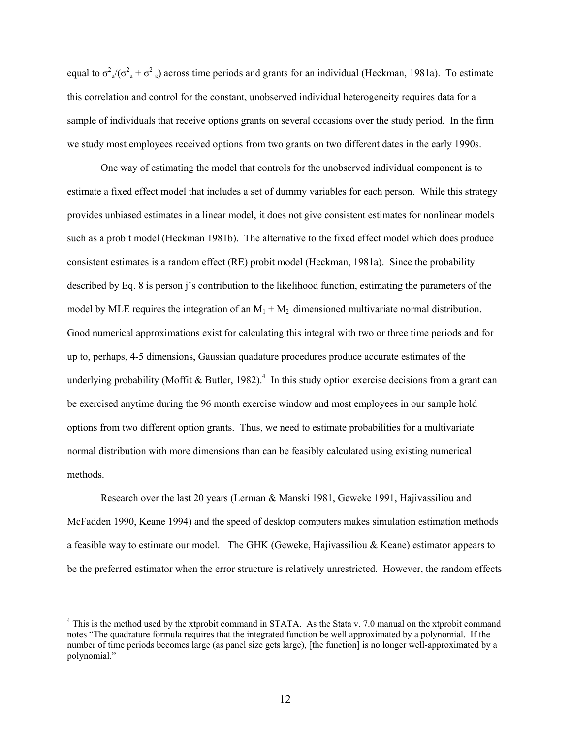equal to $\sigma^2_u/(\sigma^2_u + \sigma^2_\varepsilon)$ across time periods and grants for an individual (Heckman, 1981a). To estimate this correlation and control for the constant, unobserved individual heterogeneity requires data for a sample of individuals that receive options grants on several occasions over the study period. In the firm we study most employees received options from two grants on two different dates in the early 1990s.

One way of estimating the model that controls for the unobserved individual component is to estimate a fixed effect model that includes a set of dummy variables for each person. While this strategy provides unbiased estimates in a linear model, it does not give consistent estimates for nonlinear models such as a probit model (Heckman 1981b). The alternative to the fixed effect model which does produce consistent estimates is a random effect (RE) probit model (Heckman, 1981a). Since the probability described by Eq. 8 is person j's contribution to the likelihood function, estimating the parameters of the model by MLE requires the integration of an $M_1 + M_2$ dimensioned multivariate normal distribution. Good numerical approximations exist for calculating this integral with two or three time periods and for up to, perhaps, 4-5 dimensions, Gaussian quadature procedures produce accurate estimates of the underlying probability (Moffit & Butler, 1982).[4] In this study option exercise decisions from a grant can be exercised anytime during the 96 month exercise window and most employees in our sample hold options from two different option grants. Thus, we need to estimate probabilities for a multivariate normal distribution with more dimensions than can be feasibly calculated using existing numerical methods.

Research over the last 20 years (Lerman & Manski 1981, Geweke 1991, Hajivassiliou and McFadden 1990, Keane 1994) and the speed of desktop computers makes simulation estimation methods a feasible way to estimate our model. The GHK (Geweke, Hajivassiliou & Keane) estimator appears to be the preferred estimator when the error structure is relatively unrestricted. However, the random effects

[4] This is the method used by the xtprobit command in STATA. As the Stata v. 7.0 manual on the xtprobit command notes "The quadrature formula requires that the integrated function be well approximated by a polynomial. If the number of time periods becomes large (as panel size gets large), [the function] is no longer well-approximated by a polynomial."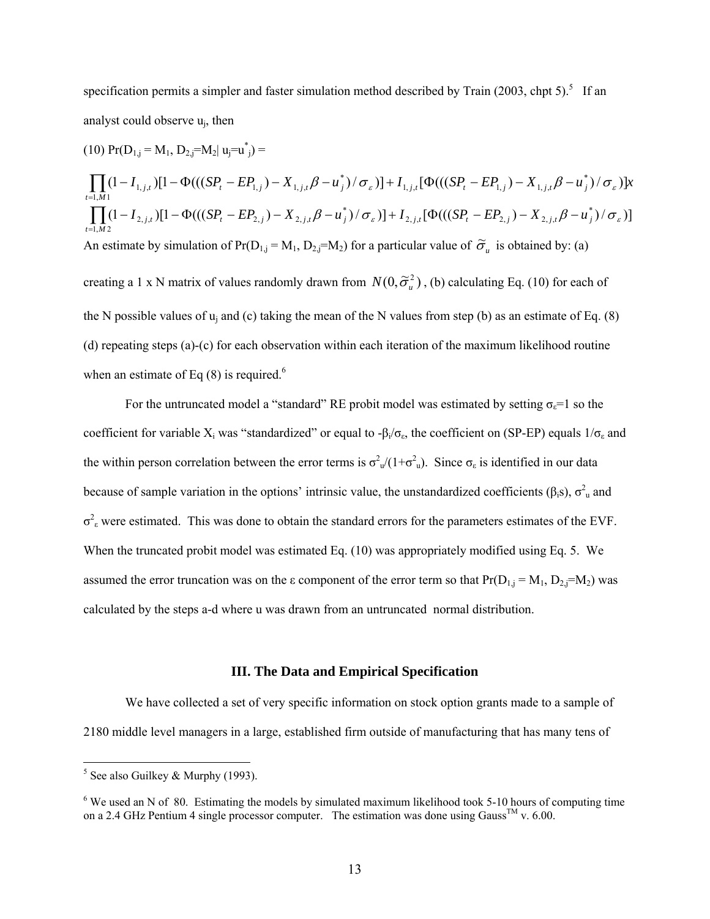specification permits a simpler and faster simulation method described by Train (2003, chpt 5).[5] If an analyst could observe $u_j$, then

(10) $\Pr(D_{1,j} = M_1, D_{2,j}=M_2 | u_j=u^*_j) =$

$$\prod_{t=1,M1}(1-I_{1,j,t})[1-\Phi(((SP_t - EP_{1,j}) - X_{1,j,t}\beta - u^*_j)/\sigma_\varepsilon)] + I_{1,j,t}[\Phi(((SP_t - EP_{1,j}) - X_{1,j,t}\beta - u^*_j)/\sigma_\varepsilon)] x$$
$$\prod_{t=1,M2}(1-I_{2,j,t})[1-\Phi(((SP_t - EP_{2,j}) - X_{2,j,t}\beta - u^*_j)/\sigma_\varepsilon)] + I_{2,j,t}[\Phi(((SP_t - EP_{2,j}) - X_{2,j,t}\beta - u^*_j)/\sigma_\varepsilon)]$$

An estimate by simulation of $\Pr(D_{1,j} = M_1, D_{2,j}=M_2)$ for a particular value of $\tilde{\sigma}_u$ is obtained by: (a) creating a 1 x N matrix of values randomly drawn from $N(0,\tilde{\sigma}^2_u)$, (b) calculating Eq. (10) for each of the N possible values of $u_j$ and (c) taking the mean of the N values from step (b) as an estimate of Eq. (8) (d) repeating steps (a)-(c) for each observation within each iteration of the maximum likelihood routine when an estimate of Eq (8) is required.[6]

For the untruncated model a "standard" RE probit model was estimated by setting $\sigma_\varepsilon=1$ so the coefficient for variable $X_i$ was "standardized" or equal to $-\beta_i/\sigma_\varepsilon$, the coefficient on (SP-EP) equals $1/\sigma_\varepsilon$ and the within person correlation between the error terms is $\sigma^2_u/(1+\sigma^2_u)$. Since $\sigma_\varepsilon$ is identified in our data because of sample variation in the options' intrinsic value, the unstandardized coefficients ($\beta_i$s), $\sigma^2_u$ and $\sigma^2_\varepsilon$ were estimated. This was done to obtain the standard errors for the parameters estimates of the EVF. When the truncated probit model was estimated Eq. (10) was appropriately modified using Eq. 5. We assumed the error truncation was on the ε component of the error term so that $\Pr(D_{1,j} = M_1, D_{2,j}=M_2)$ was calculated by the steps a-d where u was drawn from an untruncated normal distribution.

### III. The Data and Empirical Specification

We have collected a set of very specific information on stock option grants made to a sample of 2180 middle level managers in a large, established firm outside of manufacturing that has many tens of

[5] See also Guilkey & Murphy (1993).

[6] We used an N of 80. Estimating the models by simulated maximum likelihood took 5-10 hours of computing time on a 2.4 GHz Pentium 4 single processor computer. The estimation was done using Gauss™ v. 6.00.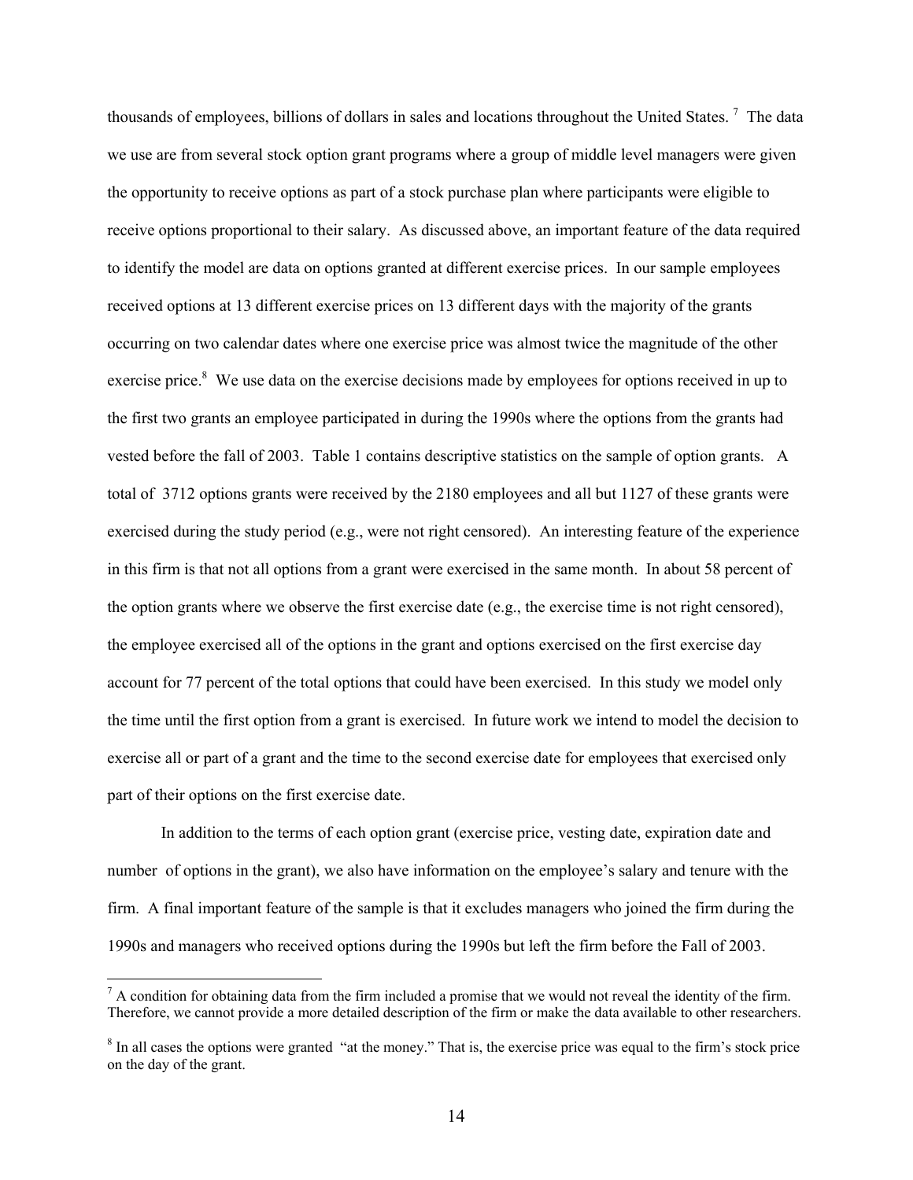thousands of employees, billions of dollars in sales and locations throughout the United States. [7] The data we use are from several stock option grant programs where a group of middle level managers were given the opportunity to receive options as part of a stock purchase plan where participants were eligible to receive options proportional to their salary. As discussed above, an important feature of the data required to identify the model are data on options granted at different exercise prices. In our sample employees received options at 13 different exercise prices on 13 different days with the majority of the grants occurring on two calendar dates where one exercise price was almost twice the magnitude of the other exercise price.[8] We use data on the exercise decisions made by employees for options received in up to the first two grants an employee participated in during the 1990s where the options from the grants had vested before the fall of 2003. Table 1 contains descriptive statistics on the sample of option grants. A total of 3712 options grants were received by the 2180 employees and all but 1127 of these grants were exercised during the study period (e.g., were not right censored). An interesting feature of the experience in this firm is that not all options from a grant were exercised in the same month. In about 58 percent of the option grants where we observe the first exercise date (e.g., the exercise time is not right censored), the employee exercised all of the options in the grant and options exercised on the first exercise day account for 77 percent of the total options that could have been exercised. In this study we model only the time until the first option from a grant is exercised. In future work we intend to model the decision to exercise all or part of a grant and the time to the second exercise date for employees that exercised only part of their options on the first exercise date.

In addition to the terms of each option grant (exercise price, vesting date, expiration date and number of options in the grant), we also have information on the employee's salary and tenure with the firm. A final important feature of the sample is that it excludes managers who joined the firm during the 1990s and managers who received options during the 1990s but left the firm before the Fall of 2003.

[7] A condition for obtaining data from the firm included a promise that we would not reveal the identity of the firm. Therefore, we cannot provide a more detailed description of the firm or make the data available to other researchers.

[8] In all cases the options were granted "at the money." That is, the exercise price was equal to the firm's stock price on the day of the grant.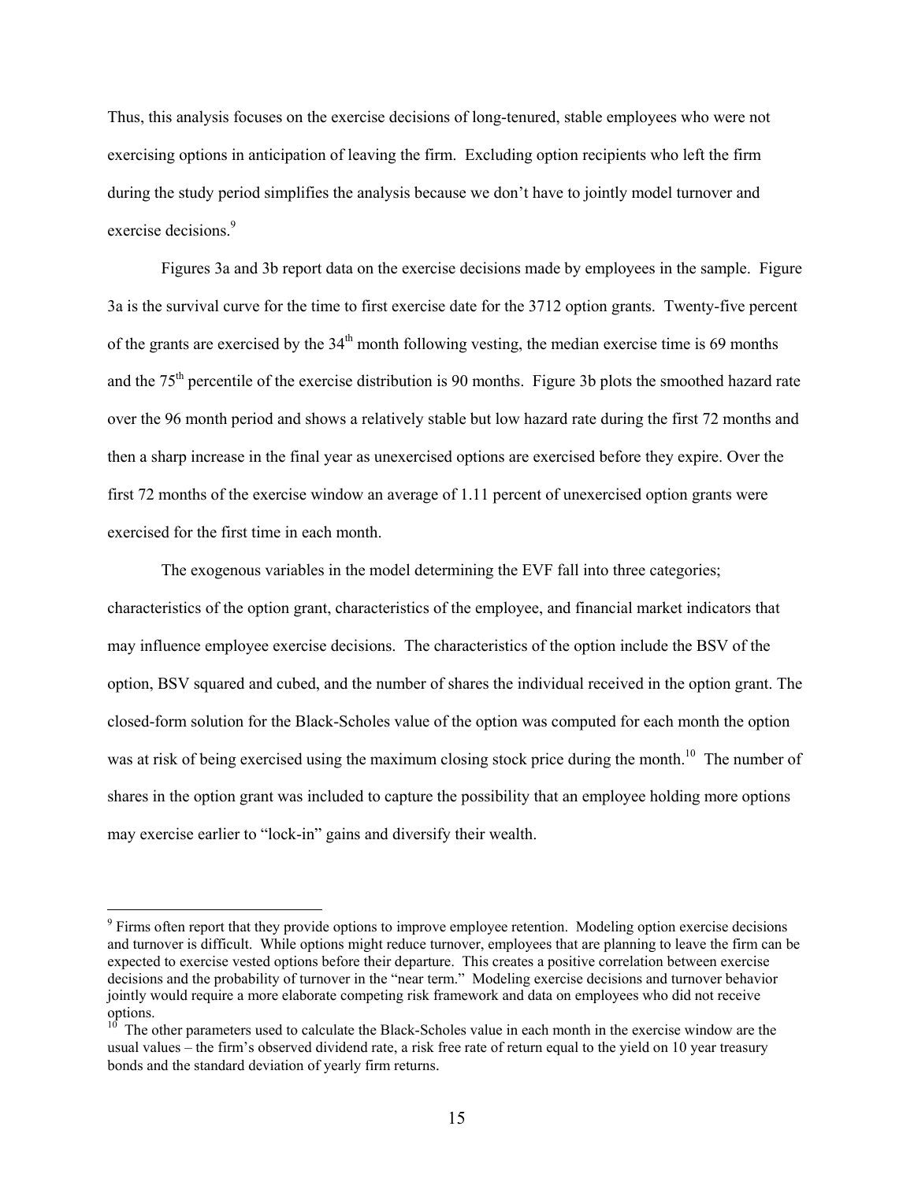Thus, this analysis focuses on the exercise decisions of long-tenured, stable employees who were not exercising options in anticipation of leaving the firm. Excluding option recipients who left the firm during the study period simplifies the analysis because we don't have to jointly model turnover and exercise decisions.[9]

Figures 3a and 3b report data on the exercise decisions made by employees in the sample. Figure 3a is the survival curve for the time to first exercise date for the 3712 option grants. Twenty-five percent of the grants are exercised by the 34th month following vesting, the median exercise time is 69 months and the 75th percentile of the exercise distribution is 90 months. Figure 3b plots the smoothed hazard rate over the 96 month period and shows a relatively stable but low hazard rate during the first 72 months and then a sharp increase in the final year as unexercised options are exercised before they expire. Over the first 72 months of the exercise window an average of 1.11 percent of unexercised option grants were exercised for the first time in each month.

The exogenous variables in the model determining the EVF fall into three categories; characteristics of the option grant, characteristics of the employee, and financial market indicators that may influence employee exercise decisions. The characteristics of the option include the BSV of the option, BSV squared and cubed, and the number of shares the individual received in the option grant. The closed-form solution for the Black-Scholes value of the option was computed for each month the option was at risk of being exercised using the maximum closing stock price during the month.[10] The number of shares in the option grant was included to capture the possibility that an employee holding more options may exercise earlier to "lock-in" gains and diversify their wealth.

---

[9] Firms often report that they provide options to improve employee retention. Modeling option exercise decisions and turnover is difficult. While options might reduce turnover, employees that are planning to leave the firm can be expected to exercise vested options before their departure. This creates a positive correlation between exercise decisions and the probability of turnover in the "near term." Modeling exercise decisions and turnover behavior jointly would require a more elaborate competing risk framework and data on employees who did not receive options.

[10] The other parameters used to calculate the Black-Scholes value in each month in the exercise window are the usual values – the firm's observed dividend rate, a risk free rate of return equal to the yield on 10 year treasury bonds and the standard deviation of yearly firm returns.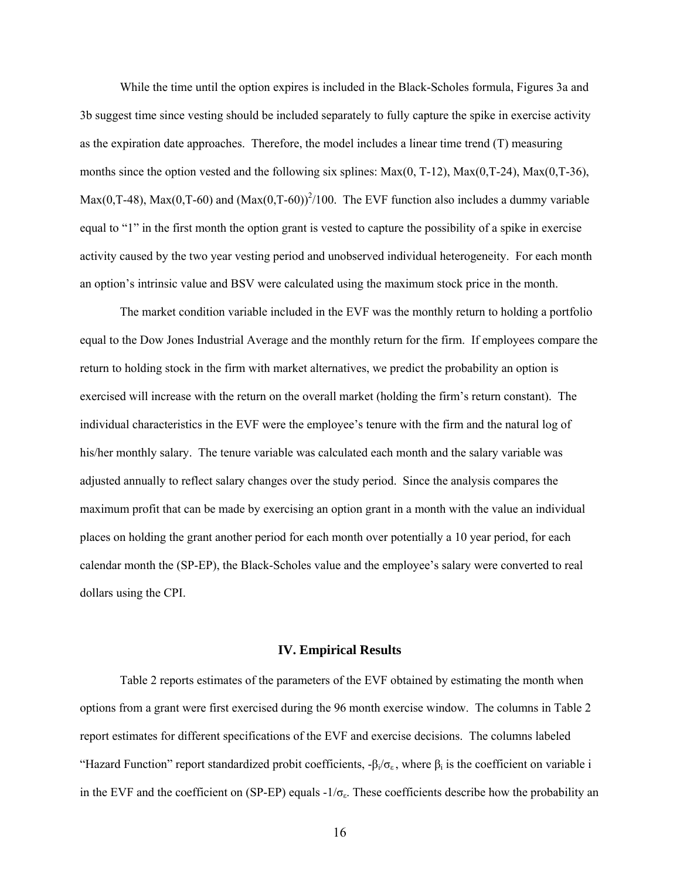While the time until the option expires is included in the Black-Scholes formula, Figures 3a and 3b suggest time since vesting should be included separately to fully capture the spike in exercise activity as the expiration date approaches. Therefore, the model includes a linear time trend (T) measuring months since the option vested and the following six splines: Max(0, T-12), Max(0,T-24), Max(0,T-36), Max(0,T-48), Max(0,T-60) and $(\text{Max}(0,T-60))^2/100$. The EVF function also includes a dummy variable equal to "1" in the first month the option grant is vested to capture the possibility of a spike in exercise activity caused by the two year vesting period and unobserved individual heterogeneity. For each month an option's intrinsic value and BSV were calculated using the maximum stock price in the month.

The market condition variable included in the EVF was the monthly return to holding a portfolio equal to the Dow Jones Industrial Average and the monthly return for the firm. If employees compare the return to holding stock in the firm with market alternatives, we predict the probability an option is exercised will increase with the return on the overall market (holding the firm's return constant). The individual characteristics in the EVF were the employee's tenure with the firm and the natural log of his/her monthly salary. The tenure variable was calculated each month and the salary variable was adjusted annually to reflect salary changes over the study period. Since the analysis compares the maximum profit that can be made by exercising an option grant in a month with the value an individual places on holding the grant another period for each month over potentially a 10 year period, for each calendar month the (SP-EP), the Black-Scholes value and the employee's salary were converted to real dollars using the CPI.

## IV. Empirical Results

Table 2 reports estimates of the parameters of the EVF obtained by estimating the month when options from a grant were first exercised during the 96 month exercise window. The columns in Table 2 report estimates for different specifications of the EVF and exercise decisions. The columns labeled "Hazard Function" report standardized probit coefficients, $-\beta_i/\sigma_\varepsilon$, where $\beta_i$ is the coefficient on variable i in the EVF and the coefficient on (SP-EP) equals $-1/\sigma_\varepsilon$. These coefficients describe how the probability an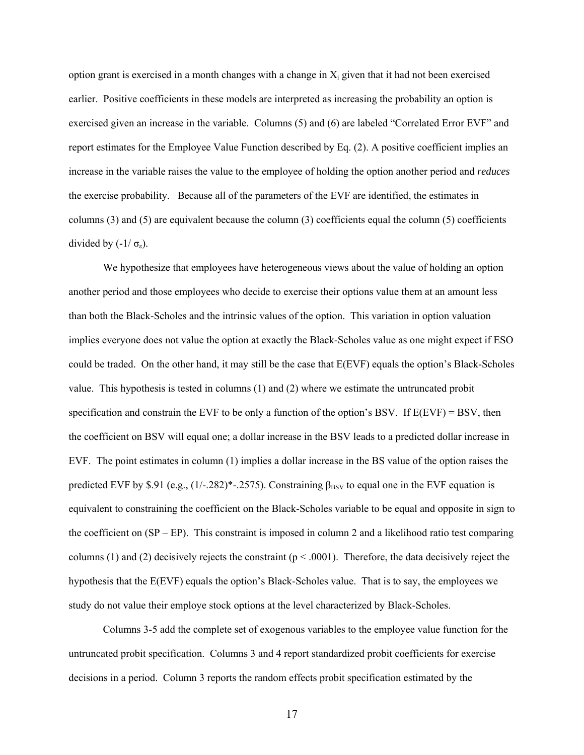option grant is exercised in a month changes with a change in $X_i$ given that it had not been exercised earlier. Positive coefficients in these models are interpreted as increasing the probability an option is exercised given an increase in the variable. Columns (5) and (6) are labeled "Correlated Error EVF" and report estimates for the Employee Value Function described by Eq. (2). A positive coefficient implies an increase in the variable raises the value to the employee of holding the option another period and *reduces* the exercise probability. Because all of the parameters of the EVF are identified, the estimates in columns (3) and (5) are equivalent because the column (3) coefficients equal the column (5) coefficients divided by $(-1/\sigma_\varepsilon)$.

We hypothesize that employees have heterogeneous views about the value of holding an option another period and those employees who decide to exercise their options value them at an amount less than both the Black-Scholes and the intrinsic values of the option. This variation in option valuation implies everyone does not value the option at exactly the Black-Scholes value as one might expect if ESO could be traded. On the other hand, it may still be the case that E(EVF) equals the option's Black-Scholes value. This hypothesis is tested in columns (1) and (2) where we estimate the untruncated probit specification and constrain the EVF to be only a function of the option's BSV. If E(EVF) = BSV, then the coefficient on BSV will equal one; a dollar increase in the BSV leads to a predicted dollar increase in EVF. The point estimates in column (1) implies a dollar increase in the BS value of the option raises the predicted EVF by \$.91 (e.g., (1/-.282)*-.2575). Constraining $\beta_{BSV}$ to equal one in the EVF equation is equivalent to constraining the coefficient on the Black-Scholes variable to be equal and opposite in sign to the coefficient on (SP – EP). This constraint is imposed in column 2 and a likelihood ratio test comparing columns (1) and (2) decisively rejects the constraint ($p < .0001$). Therefore, the data decisively reject the hypothesis that the E(EVF) equals the option's Black-Scholes value. That is to say, the employees we study do not value their employe stock options at the level characterized by Black-Scholes.

Columns 3-5 add the complete set of exogenous variables to the employee value function for the untruncated probit specification. Columns 3 and 4 report standardized probit coefficients for exercise decisions in a period. Column 3 reports the random effects probit specification estimated by the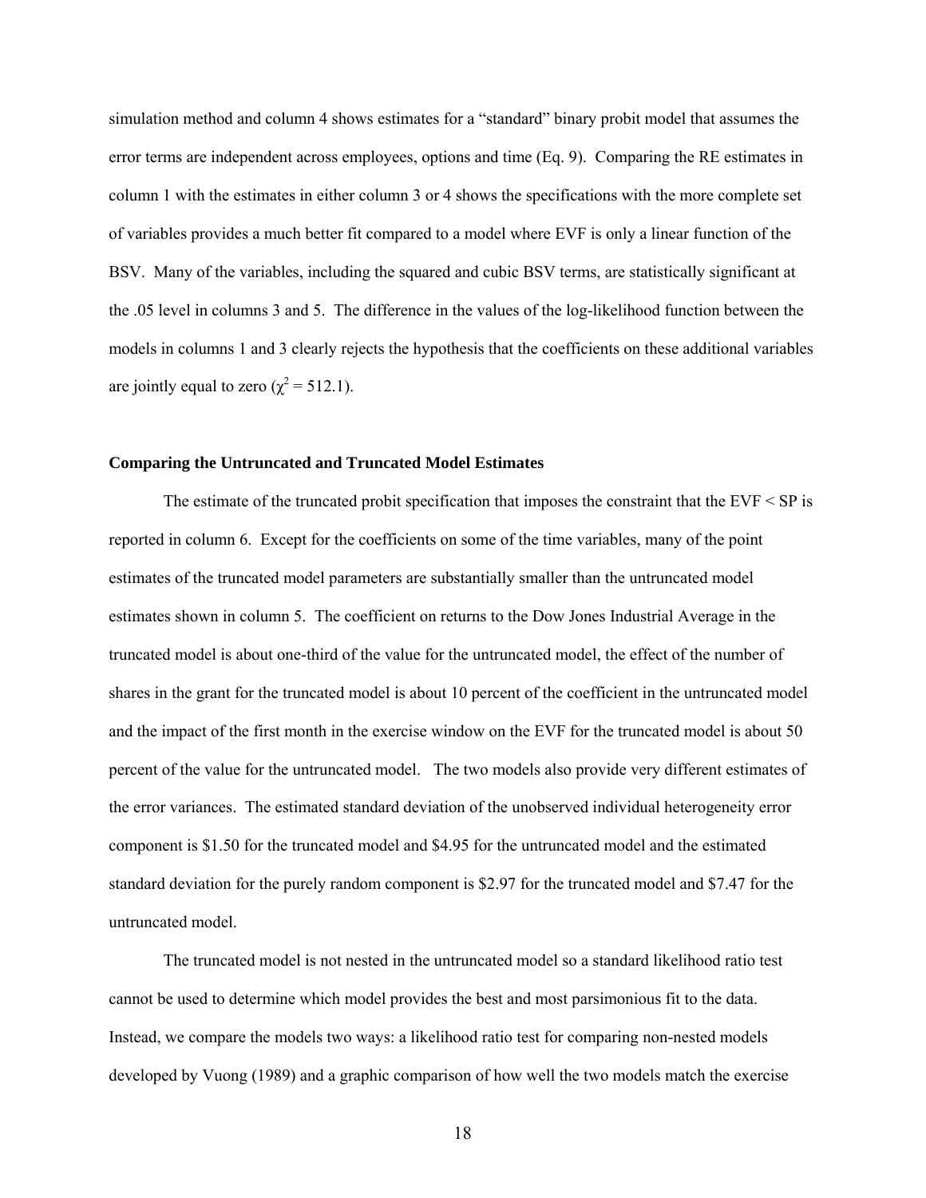simulation method and column 4 shows estimates for a "standard" binary probit model that assumes the error terms are independent across employees, options and time (Eq. 9). Comparing the RE estimates in column 1 with the estimates in either column 3 or 4 shows the specifications with the more complete set of variables provides a much better fit compared to a model where EVF is only a linear function of the BSV. Many of the variables, including the squared and cubic BSV terms, are statistically significant at the .05 level in columns 3 and 5. The difference in the values of the log-likelihood function between the models in columns 1 and 3 clearly rejects the hypothesis that the coefficients on these additional variables are jointly equal to zero ($\chi^2 = 512.1$).

### Comparing the Untruncated and Truncated Model Estimates

The estimate of the truncated probit specification that imposes the constraint that the EVF < SP is reported in column 6. Except for the coefficients on some of the time variables, many of the point estimates of the truncated model parameters are substantially smaller than the untruncated model estimates shown in column 5. The coefficient on returns to the Dow Jones Industrial Average in the truncated model is about one-third of the value for the untruncated model, the effect of the number of shares in the grant for the truncated model is about 10 percent of the coefficient in the untruncated model and the impact of the first month in the exercise window on the EVF for the truncated model is about 50 percent of the value for the untruncated model. The two models also provide very different estimates of the error variances. The estimated standard deviation of the unobserved individual heterogeneity error component is \$1.50 for the truncated model and \$4.95 for the untruncated model and the estimated standard deviation for the purely random component is \$2.97 for the truncated model and \$7.47 for the untruncated model.

The truncated model is not nested in the untruncated model so a standard likelihood ratio test cannot be used to determine which model provides the best and most parsimonious fit to the data. Instead, we compare the models two ways: a likelihood ratio test for comparing non-nested models developed by Vuong (1989) and a graphic comparison of how well the two models match the exercise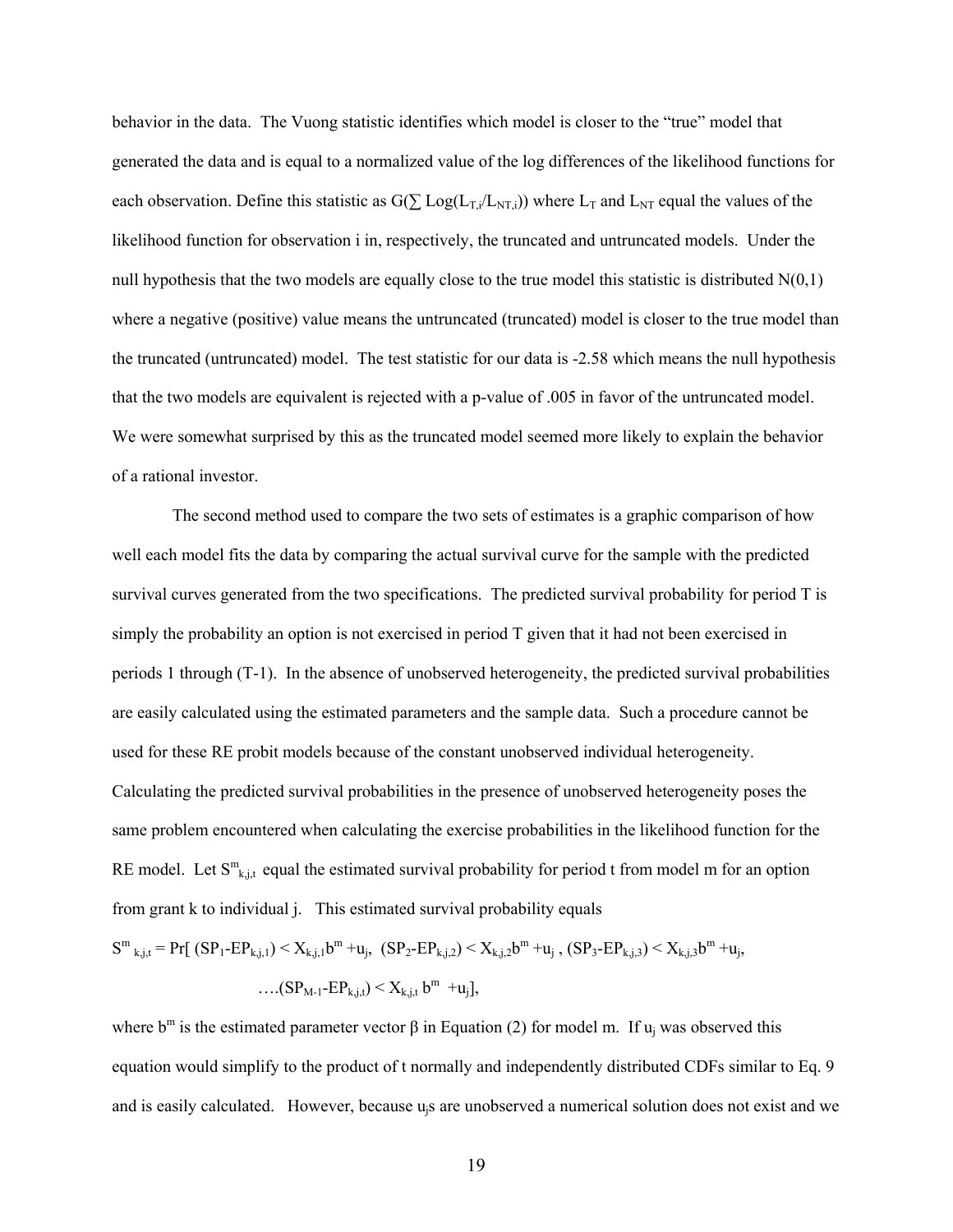behavior in the data. The Vuong statistic identifies which model is closer to the "true" model that generated the data and is equal to a normalized value of the log differences of the likelihood functions for each observation. Define this statistic as $G(\sum Log(L_{T,i}/L_{NT,i}))$ where $L_T$ and $L_{NT}$ equal the values of the likelihood function for observation i in, respectively, the truncated and untruncated models. Under the null hypothesis that the two models are equally close to the true model this statistic is distributed N(0,1) where a negative (positive) value means the untruncated (truncated) model is closer to the true model than the truncated (untruncated) model. The test statistic for our data is -2.58 which means the null hypothesis that the two models are equivalent is rejected with a p-value of .005 in favor of the untruncated model. We were somewhat surprised by this as the truncated model seemed more likely to explain the behavior of a rational investor.

The second method used to compare the two sets of estimates is a graphic comparison of how well each model fits the data by comparing the actual survival curve for the sample with the predicted survival curves generated from the two specifications. The predicted survival probability for period T is simply the probability an option is not exercised in period T given that it had not been exercised in periods 1 through (T-1). In the absence of unobserved heterogeneity, the predicted survival probabilities are easily calculated using the estimated parameters and the sample data. Such a procedure cannot be used for these RE probit models because of the constant unobserved individual heterogeneity. Calculating the predicted survival probabilities in the presence of unobserved heterogeneity poses the same problem encountered when calculating the exercise probabilities in the likelihood function for the RE model. Let $S^m_{k,j,t}$ equal the estimated survival probability for period t from model m for an option from grant k to individual j. This estimated survival probability equals

$$S^m_{k,j,t} = \Pr[\ (SP_1\text{-}EP_{k,j,1}) < X_{k,j,1}b^m + u_j,\ (SP_2\text{-}EP_{k,j,2}) < X_{k,j,2}b^m + u_j\ ,\ (SP_3\text{-}EP_{k,j,3}) < X_{k,j,3}b^m + u_j,$$

$$\ldots(SP_{M-1}\text{-}EP_{k,j,t}) < X_{k,j,t}\, b^m\ + u_j],$$

where $b^m$ is the estimated parameter vector β in Equation (2) for model m. If $u_j$ was observed this equation would simplify to the product of t normally and independently distributed CDFs similar to Eq. 9 and is easily calculated. However, because $u_j$s are unobserved a numerical solution does not exist and we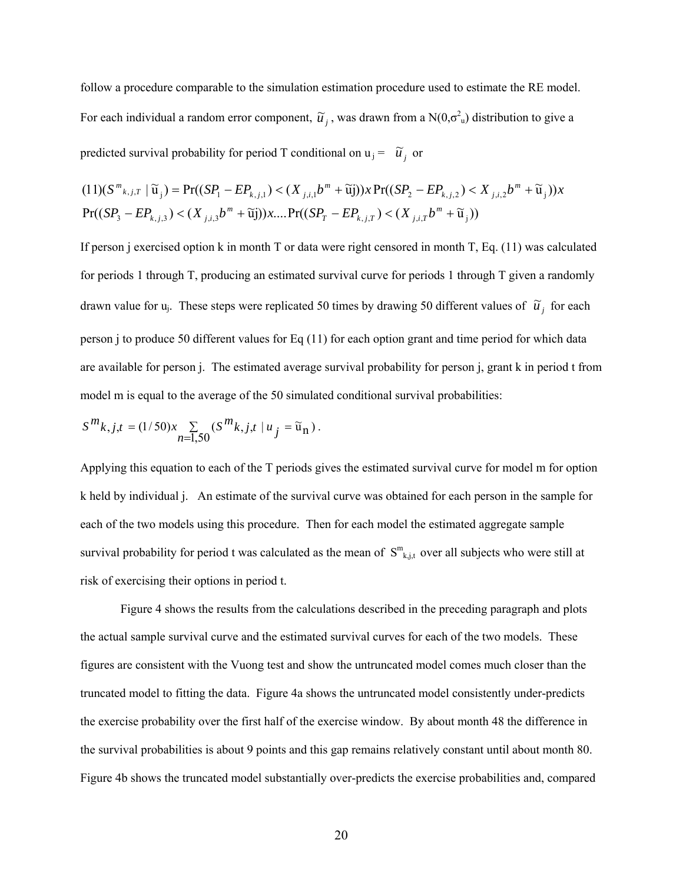follow a procedure comparable to the simulation estimation procedure used to estimate the RE model. For each individual a random error component, $\tilde{u}_j$, was drawn from a $N(0,\sigma^2_u)$ distribution to give a predicted survival probability for period T conditional on $u_j = \tilde{u}_j$ or

$$(11)(S^m{}_{k,j,T} \mid \tilde{u}_j) = \Pr((SP_1 - EP_{k,j,1}) < (X_{j,i,1}b^m + \tilde{u}j))x\Pr((SP_2 - EP_{k,j,2}) < X_{j,i,2}b^m + \tilde{u}_j))x$$
$$\Pr((SP_3 - EP_{k,j,3}) < (X_{j,i,3}b^m + \tilde{u}j))x....\Pr((SP_T - EP_{k,j,T}) < (X_{j,i,T}b^m + \tilde{u}_j))$$

If person j exercised option k in month T or data were right censored in month T, Eq. (11) was calculated for periods 1 through T, producing an estimated survival curve for periods 1 through T given a randomly drawn value for $u_j$. These steps were replicated 50 times by drawing 50 different values of $\tilde{u}_j$ for each person j to produce 50 different values for Eq (11) for each option grant and time period for which data are available for person j. The estimated average survival probability for person j, grant k in period t from model m is equal to the average of the 50 simulated conditional survival probabilities:

$$S^m{}_{k,j,t} = (1/50)x \sum_{n=1,50} (S^m{}_{k,j,t} \mid u_j = \tilde{u}_n).$$

Applying this equation to each of the T periods gives the estimated survival curve for model m for option k held by individual j. An estimate of the survival curve was obtained for each person in the sample for each of the two models using this procedure. Then for each model the estimated aggregate sample survival probability for period t was calculated as the mean of $S^m_{k,j,t}$ over all subjects who were still at risk of exercising their options in period t.

Figure 4 shows the results from the calculations described in the preceding paragraph and plots the actual sample survival curve and the estimated survival curves for each of the two models. These figures are consistent with the Vuong test and show the untruncated model comes much closer than the truncated model to fitting the data. Figure 4a shows the untruncated model consistently under-predicts the exercise probability over the first half of the exercise window. By about month 48 the difference in the survival probabilities is about 9 points and this gap remains relatively constant until about month 80. Figure 4b shows the truncated model substantially over-predicts the exercise probabilities and, compared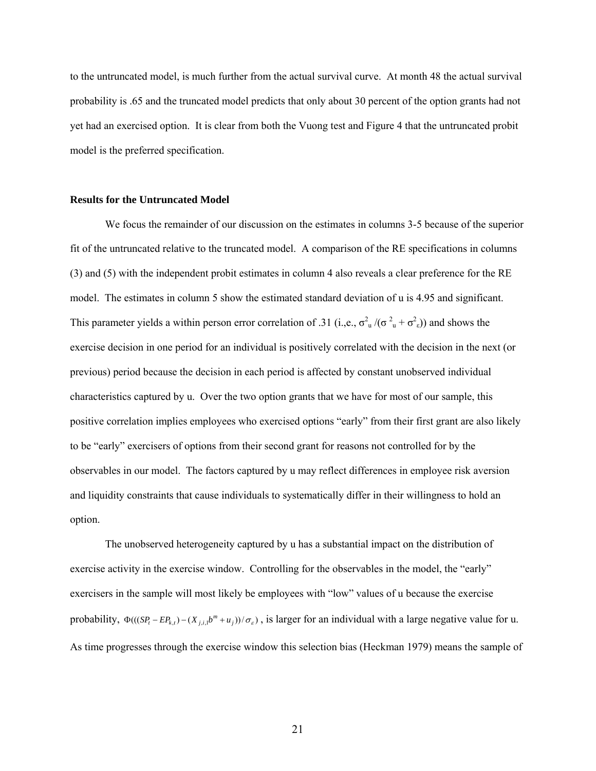to the untruncated model, is much further from the actual survival curve. At month 48 the actual survival probability is .65 and the truncated model predicts that only about 30 percent of the option grants had not yet had an exercised option. It is clear from both the Vuong test and Figure 4 that the untruncated probit model is the preferred specification.

**Results for the Untruncated Model**

We focus the remainder of our discussion on the estimates in columns 3-5 because of the superior fit of the untruncated relative to the truncated model. A comparison of the RE specifications in columns (3) and (5) with the independent probit estimates in column 4 also reveals a clear preference for the RE model. The estimates in column 5 show the estimated standard deviation of u is 4.95 and significant. This parameter yields a within person error correlation of .31 (i.,e., $\sigma^2_u /(\sigma^2_u + \sigma^2_\varepsilon)$) and shows the exercise decision in one period for an individual is positively correlated with the decision in the next (or previous) period because the decision in each period is affected by constant unobserved individual characteristics captured by u. Over the two option grants that we have for most of our sample, this positive correlation implies employees who exercised options "early" from their first grant are also likely to be "early" exercisers of options from their second grant for reasons not controlled for by the observables in our model. The factors captured by u may reflect differences in employee risk aversion and liquidity constraints that cause individuals to systematically differ in their willingness to hold an option.

The unobserved heterogeneity captured by u has a substantial impact on the distribution of exercise activity in the exercise window. Controlling for the observables in the model, the "early" exercisers in the sample will most likely be employees with "low" values of u because the exercise probability, $\Phi(((SP_t - EP_{k,t}) - (X_{j,i,1}b^m + u_j))/\sigma_\varepsilon)$, is larger for an individual with a large negative value for u. As time progresses through the exercise window this selection bias (Heckman 1979) means the sample of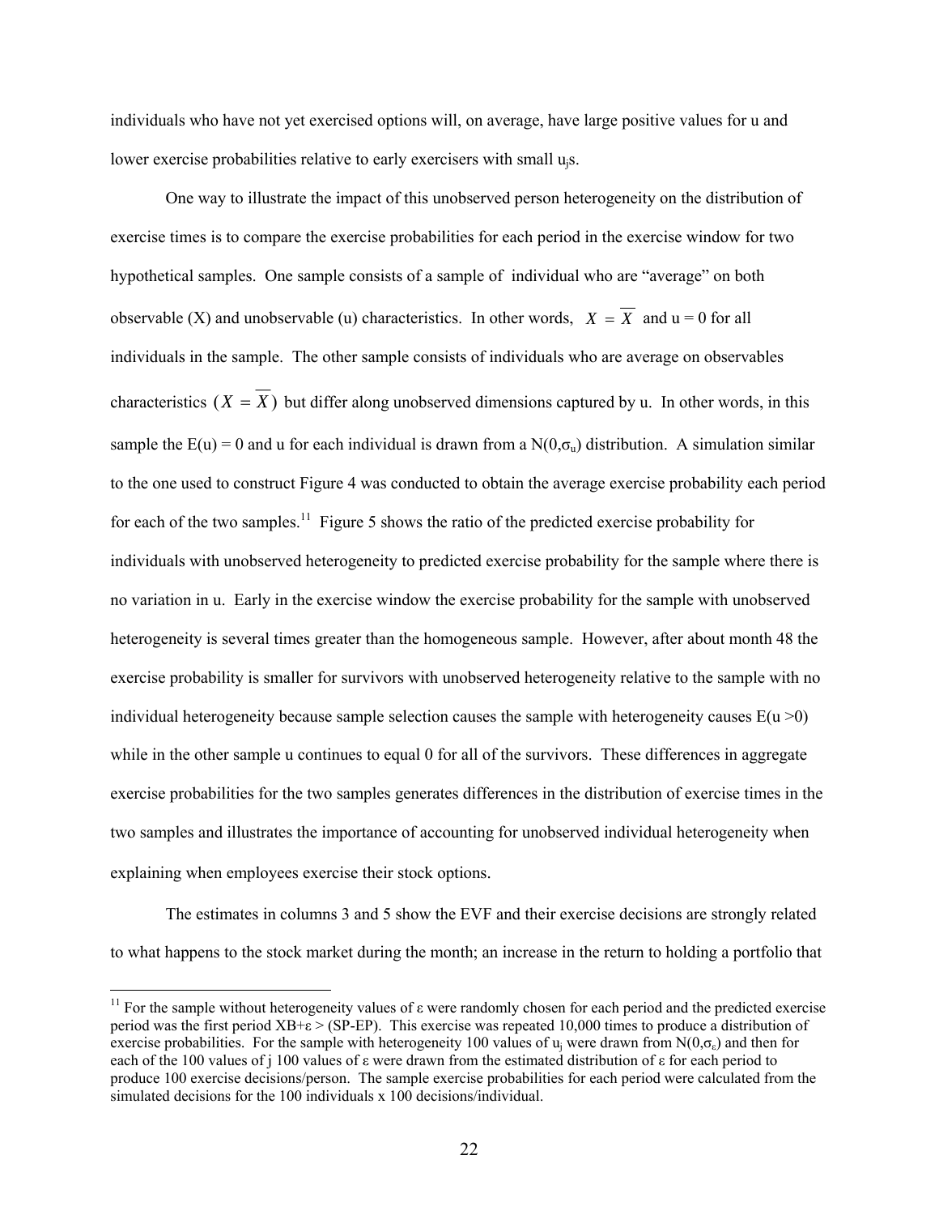individuals who have not yet exercised options will, on average, have large positive values for u and lower exercise probabilities relative to early exercisers with small $u_j$s.

One way to illustrate the impact of this unobserved person heterogeneity on the distribution of exercise times is to compare the exercise probabilities for each period in the exercise window for two hypothetical samples. One sample consists of a sample of individual who are "average" on both observable (X) and unobservable (u) characteristics. In other words, $X = \overline{X}$ and u = 0 for all individuals in the sample. The other sample consists of individuals who are average on observables characteristics $(X = \overline{X})$ but differ along unobserved dimensions captured by u. In other words, in this sample the E(u) = 0 and u for each individual is drawn from a $N(0,\sigma_u)$ distribution. A simulation similar to the one used to construct Figure 4 was conducted to obtain the average exercise probability each period for each of the two samples.[11] Figure 5 shows the ratio of the predicted exercise probability for individuals with unobserved heterogeneity to predicted exercise probability for the sample where there is no variation in u. Early in the exercise window the exercise probability for the sample with unobserved heterogeneity is several times greater than the homogeneous sample. However, after about month 48 the exercise probability is smaller for survivors with unobserved heterogeneity relative to the sample with no individual heterogeneity because sample selection causes the sample with heterogeneity causes E(u >0) while in the other sample u continues to equal 0 for all of the survivors. These differences in aggregate exercise probabilities for the two samples generates differences in the distribution of exercise times in the two samples and illustrates the importance of accounting for unobserved individual heterogeneity when explaining when employees exercise their stock options.

The estimates in columns 3 and 5 show the EVF and their exercise decisions are strongly related to what happens to the stock market during the month; an increase in the return to holding a portfolio that

[11] For the sample without heterogeneity values of ε were randomly chosen for each period and the predicted exercise period was the first period XB+ε > (SP-EP). This exercise was repeated 10,000 times to produce a distribution of exercise probabilities. For the sample with heterogeneity 100 values of $u_j$ were drawn from $N(0,\sigma_\varepsilon)$ and then for each of the 100 values of j 100 values of ε were drawn from the estimated distribution of ε for each period to produce 100 exercise decisions/person. The sample exercise probabilities for each period were calculated from the simulated decisions for the 100 individuals x 100 decisions/individual.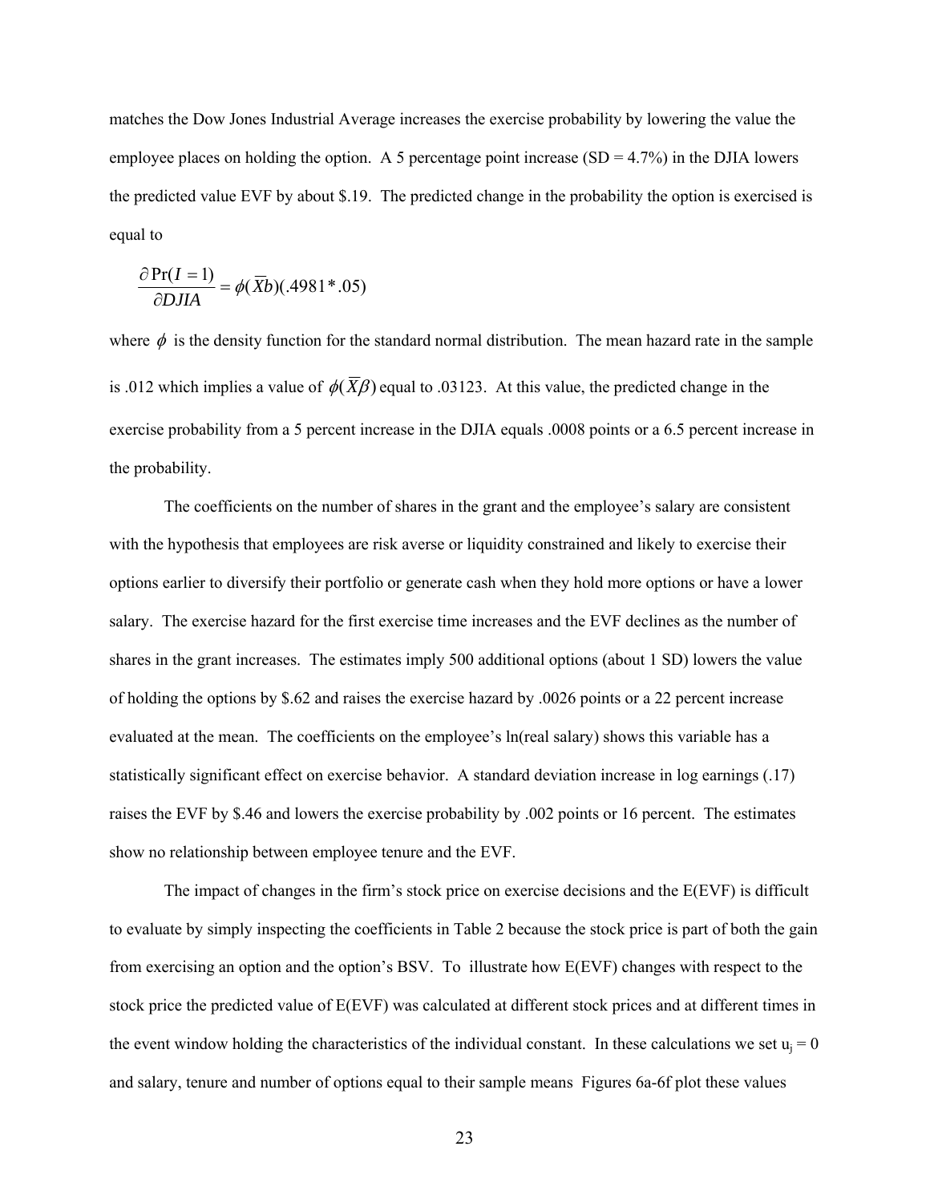matches the Dow Jones Industrial Average increases the exercise probability by lowering the value the employee places on holding the option. A 5 percentage point increase (SD = 4.7%) in the DJIA lowers the predicted value EVF by about \$.19. The predicted change in the probability the option is exercised is equal to

$$\frac{\partial \Pr(I=1)}{\partial DJIA} = \phi(\overline{X}b)(.4981 * .05)$$

where $\phi$ is the density function for the standard normal distribution. The mean hazard rate in the sample is .012 which implies a value of $\phi(\overline{X}\beta)$ equal to .03123. At this value, the predicted change in the exercise probability from a 5 percent increase in the DJIA equals .0008 points or a 6.5 percent increase in the probability.

The coefficients on the number of shares in the grant and the employee's salary are consistent with the hypothesis that employees are risk averse or liquidity constrained and likely to exercise their options earlier to diversify their portfolio or generate cash when they hold more options or have a lower salary. The exercise hazard for the first exercise time increases and the EVF declines as the number of shares in the grant increases. The estimates imply 500 additional options (about 1 SD) lowers the value of holding the options by \$.62 and raises the exercise hazard by .0026 points or a 22 percent increase evaluated at the mean. The coefficients on the employee's ln(real salary) shows this variable has a statistically significant effect on exercise behavior. A standard deviation increase in log earnings (.17) raises the EVF by \$.46 and lowers the exercise probability by .002 points or 16 percent. The estimates show no relationship between employee tenure and the EVF.

The impact of changes in the firm's stock price on exercise decisions and the E(EVF) is difficult to evaluate by simply inspecting the coefficients in Table 2 because the stock price is part of both the gain from exercising an option and the option's BSV. To illustrate how E(EVF) changes with respect to the stock price the predicted value of E(EVF) was calculated at different stock prices and at different times in the event window holding the characteristics of the individual constant. In these calculations we set $u_j = 0$ and salary, tenure and number of options equal to their sample means Figures 6a-6f plot these values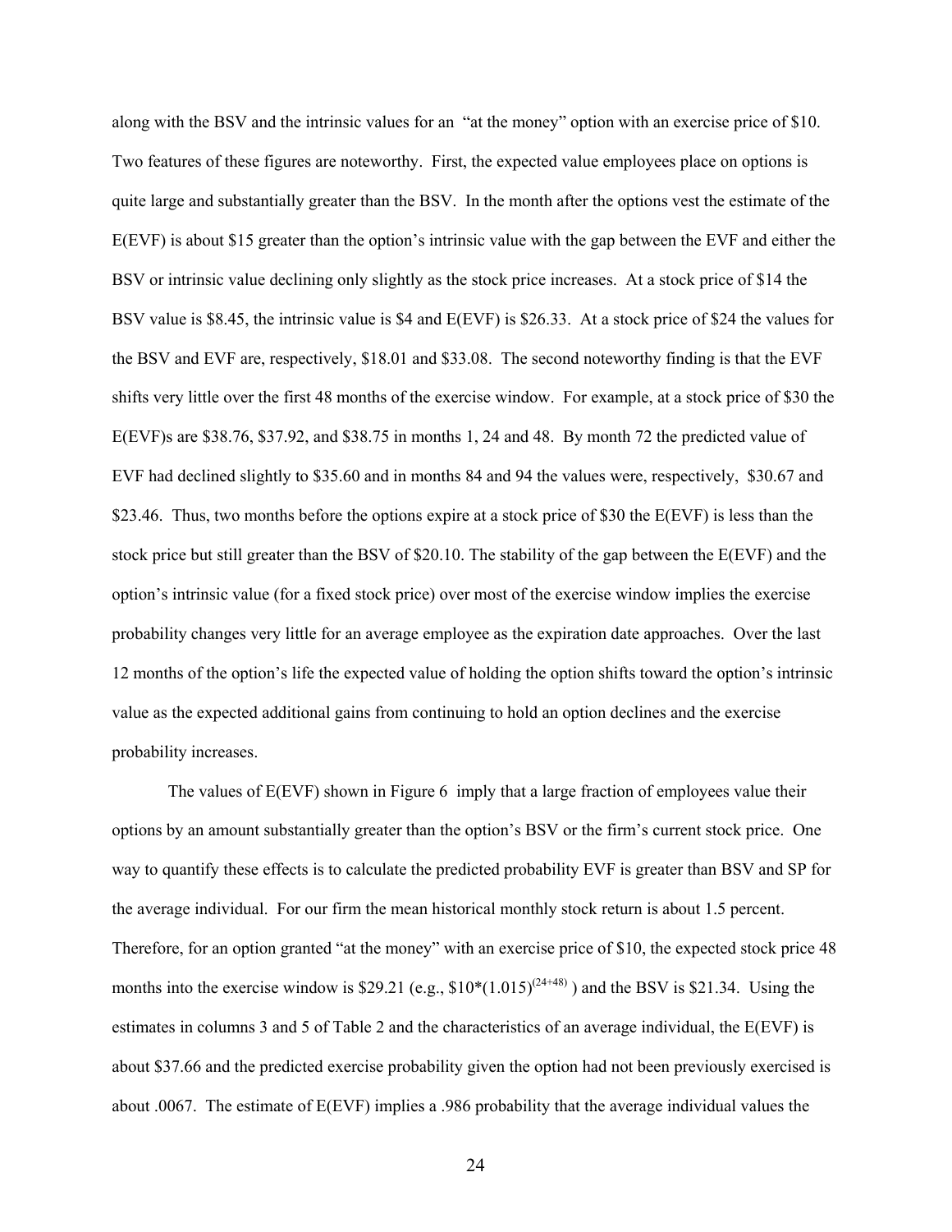along with the BSV and the intrinsic values for an "at the money" option with an exercise price of \$10. Two features of these figures are noteworthy. First, the expected value employees place on options is quite large and substantially greater than the BSV. In the month after the options vest the estimate of the E(EVF) is about \$15 greater than the option's intrinsic value with the gap between the EVF and either the BSV or intrinsic value declining only slightly as the stock price increases. At a stock price of \$14 the BSV value is \$8.45, the intrinsic value is \$4 and E(EVF) is \$26.33. At a stock price of \$24 the values for the BSV and EVF are, respectively, \$18.01 and \$33.08. The second noteworthy finding is that the EVF shifts very little over the first 48 months of the exercise window. For example, at a stock price of \$30 the E(EVF)s are \$38.76, \$37.92, and \$38.75 in months 1, 24 and 48. By month 72 the predicted value of EVF had declined slightly to \$35.60 and in months 84 and 94 the values were, respectively, \$30.67 and \$23.46. Thus, two months before the options expire at a stock price of \$30 the E(EVF) is less than the stock price but still greater than the BSV of \$20.10. The stability of the gap between the E(EVF) and the option's intrinsic value (for a fixed stock price) over most of the exercise window implies the exercise probability changes very little for an average employee as the expiration date approaches. Over the last 12 months of the option's life the expected value of holding the option shifts toward the option's intrinsic value as the expected additional gains from continuing to hold an option declines and the exercise probability increases.

The values of E(EVF) shown in Figure 6 imply that a large fraction of employees value their options by an amount substantially greater than the option's BSV or the firm's current stock price. One way to quantify these effects is to calculate the predicted probability EVF is greater than BSV and SP for the average individual. For our firm the mean historical monthly stock return is about 1.5 percent. Therefore, for an option granted "at the money" with an exercise price of \$10, the expected stock price 48 months into the exercise window is \$29.21 (e.g., $\$10*(1.015)^{(24+48)}$ ) and the BSV is \$21.34. Using the estimates in columns 3 and 5 of Table 2 and the characteristics of an average individual, the E(EVF) is about \$37.66 and the predicted exercise probability given the option had not been previously exercised is about .0067. The estimate of E(EVF) implies a .986 probability that the average individual values the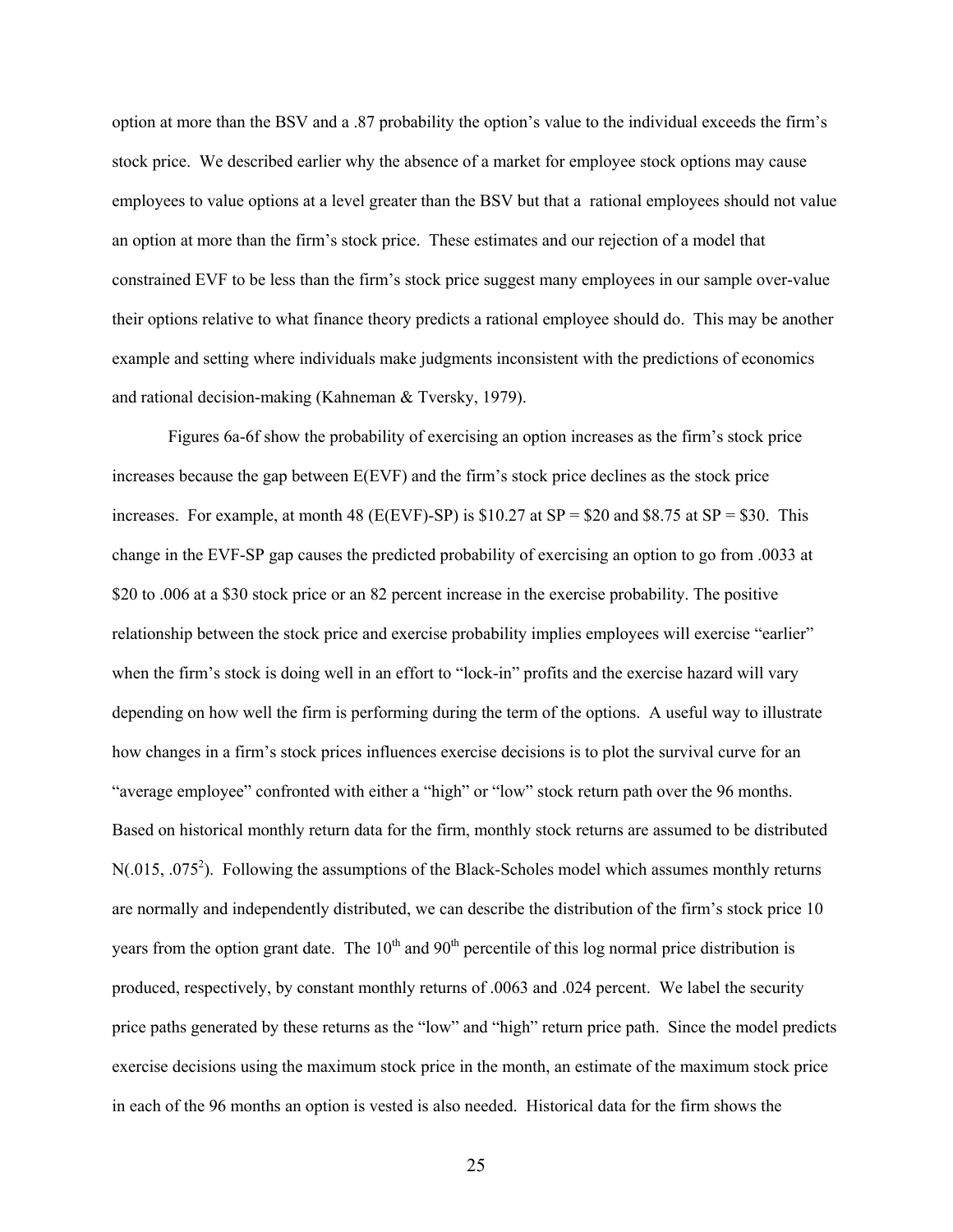option at more than the BSV and a .87 probability the option's value to the individual exceeds the firm's stock price. We described earlier why the absence of a market for employee stock options may cause employees to value options at a level greater than the BSV but that a rational employees should not value an option at more than the firm's stock price. These estimates and our rejection of a model that constrained EVF to be less than the firm's stock price suggest many employees in our sample over-value their options relative to what finance theory predicts a rational employee should do. This may be another example and setting where individuals make judgments inconsistent with the predictions of economics and rational decision-making (Kahneman & Tversky, 1979).

Figures 6a-6f show the probability of exercising an option increases as the firm's stock price increases because the gap between E(EVF) and the firm's stock price declines as the stock price increases. For example, at month 48 (E(EVF)-SP) is \$10.27 at SP = \$20 and \$8.75 at SP = \$30. This change in the EVF-SP gap causes the predicted probability of exercising an option to go from .0033 at \$20 to .006 at a \$30 stock price or an 82 percent increase in the exercise probability. The positive relationship between the stock price and exercise probability implies employees will exercise "earlier" when the firm's stock is doing well in an effort to "lock-in" profits and the exercise hazard will vary depending on how well the firm is performing during the term of the options. A useful way to illustrate how changes in a firm's stock prices influences exercise decisions is to plot the survival curve for an "average employee" confronted with either a "high" or "low" stock return path over the 96 months. Based on historical monthly return data for the firm, monthly stock returns are assumed to be distributed $N(.015, .075^2)$. Following the assumptions of the Black-Scholes model which assumes monthly returns are normally and independently distributed, we can describe the distribution of the firm's stock price 10 years from the option grant date. The $10^{th}$ and $90^{th}$ percentile of this log normal price distribution is produced, respectively, by constant monthly returns of .0063 and .024 percent. We label the security price paths generated by these returns as the "low" and "high" return price path. Since the model predicts exercise decisions using the maximum stock price in the month, an estimate of the maximum stock price in each of the 96 months an option is vested is also needed. Historical data for the firm shows the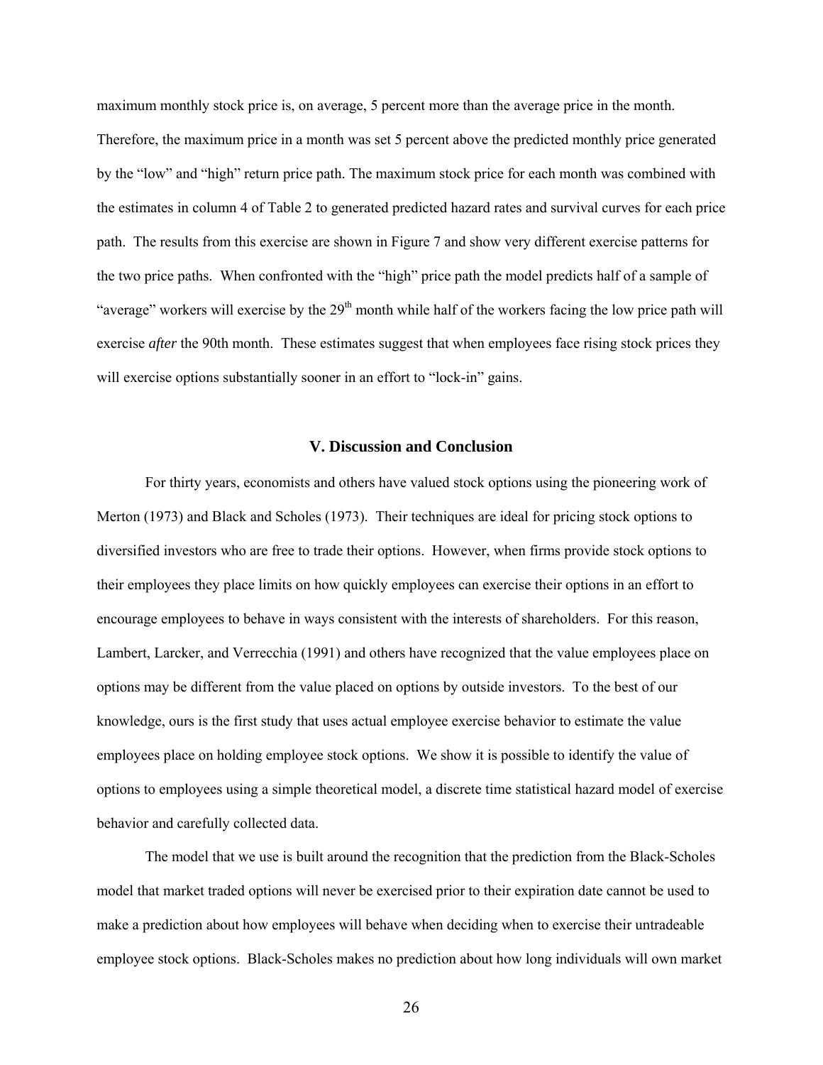maximum monthly stock price is, on average, 5 percent more than the average price in the month. Therefore, the maximum price in a month was set 5 percent above the predicted monthly price generated by the "low" and "high" return price path. The maximum stock price for each month was combined with the estimates in column 4 of Table 2 to generated predicted hazard rates and survival curves for each price path. The results from this exercise are shown in Figure 7 and show very different exercise patterns for the two price paths. When confronted with the "high" price path the model predicts half of a sample of "average" workers will exercise by the 29th month while half of the workers facing the low price path will exercise *after* the 90th month. These estimates suggest that when employees face rising stock prices they will exercise options substantially sooner in an effort to "lock-in" gains.

## V. Discussion and Conclusion

For thirty years, economists and others have valued stock options using the pioneering work of Merton (1973) and Black and Scholes (1973). Their techniques are ideal for pricing stock options to diversified investors who are free to trade their options. However, when firms provide stock options to their employees they place limits on how quickly employees can exercise their options in an effort to encourage employees to behave in ways consistent with the interests of shareholders. For this reason, Lambert, Larcker, and Verrecchia (1991) and others have recognized that the value employees place on options may be different from the value placed on options by outside investors. To the best of our knowledge, ours is the first study that uses actual employee exercise behavior to estimate the value employees place on holding employee stock options. We show it is possible to identify the value of options to employees using a simple theoretical model, a discrete time statistical hazard model of exercise behavior and carefully collected data.

The model that we use is built around the recognition that the prediction from the Black-Scholes model that market traded options will never be exercised prior to their expiration date cannot be used to make a prediction about how employees will behave when deciding when to exercise their untradeable employee stock options. Black-Scholes makes no prediction about how long individuals will own market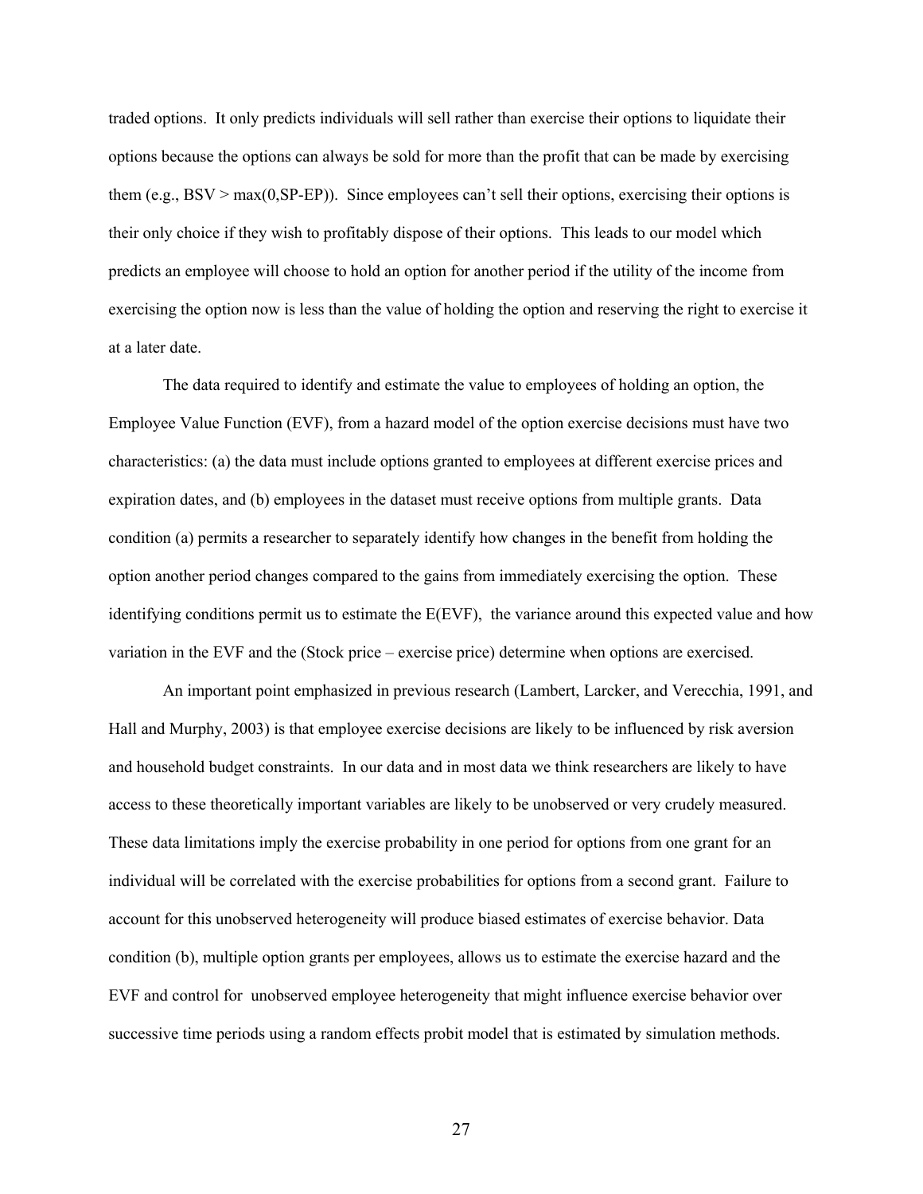traded options. It only predicts individuals will sell rather than exercise their options to liquidate their options because the options can always be sold for more than the profit that can be made by exercising them (e.g., BSV > max(0,SP-EP)). Since employees can't sell their options, exercising their options is their only choice if they wish to profitably dispose of their options. This leads to our model which predicts an employee will choose to hold an option for another period if the utility of the income from exercising the option now is less than the value of holding the option and reserving the right to exercise it at a later date.

The data required to identify and estimate the value to employees of holding an option, the Employee Value Function (EVF), from a hazard model of the option exercise decisions must have two characteristics: (a) the data must include options granted to employees at different exercise prices and expiration dates, and (b) employees in the dataset must receive options from multiple grants. Data condition (a) permits a researcher to separately identify how changes in the benefit from holding the option another period changes compared to the gains from immediately exercising the option. These identifying conditions permit us to estimate the E(EVF), the variance around this expected value and how variation in the EVF and the (Stock price – exercise price) determine when options are exercised.

An important point emphasized in previous research (Lambert, Larcker, and Verecchia, 1991, and Hall and Murphy, 2003) is that employee exercise decisions are likely to be influenced by risk aversion and household budget constraints. In our data and in most data we think researchers are likely to have access to these theoretically important variables are likely to be unobserved or very crudely measured. These data limitations imply the exercise probability in one period for options from one grant for an individual will be correlated with the exercise probabilities for options from a second grant. Failure to account for this unobserved heterogeneity will produce biased estimates of exercise behavior. Data condition (b), multiple option grants per employees, allows us to estimate the exercise hazard and the EVF and control for unobserved employee heterogeneity that might influence exercise behavior over successive time periods using a random effects probit model that is estimated by simulation methods.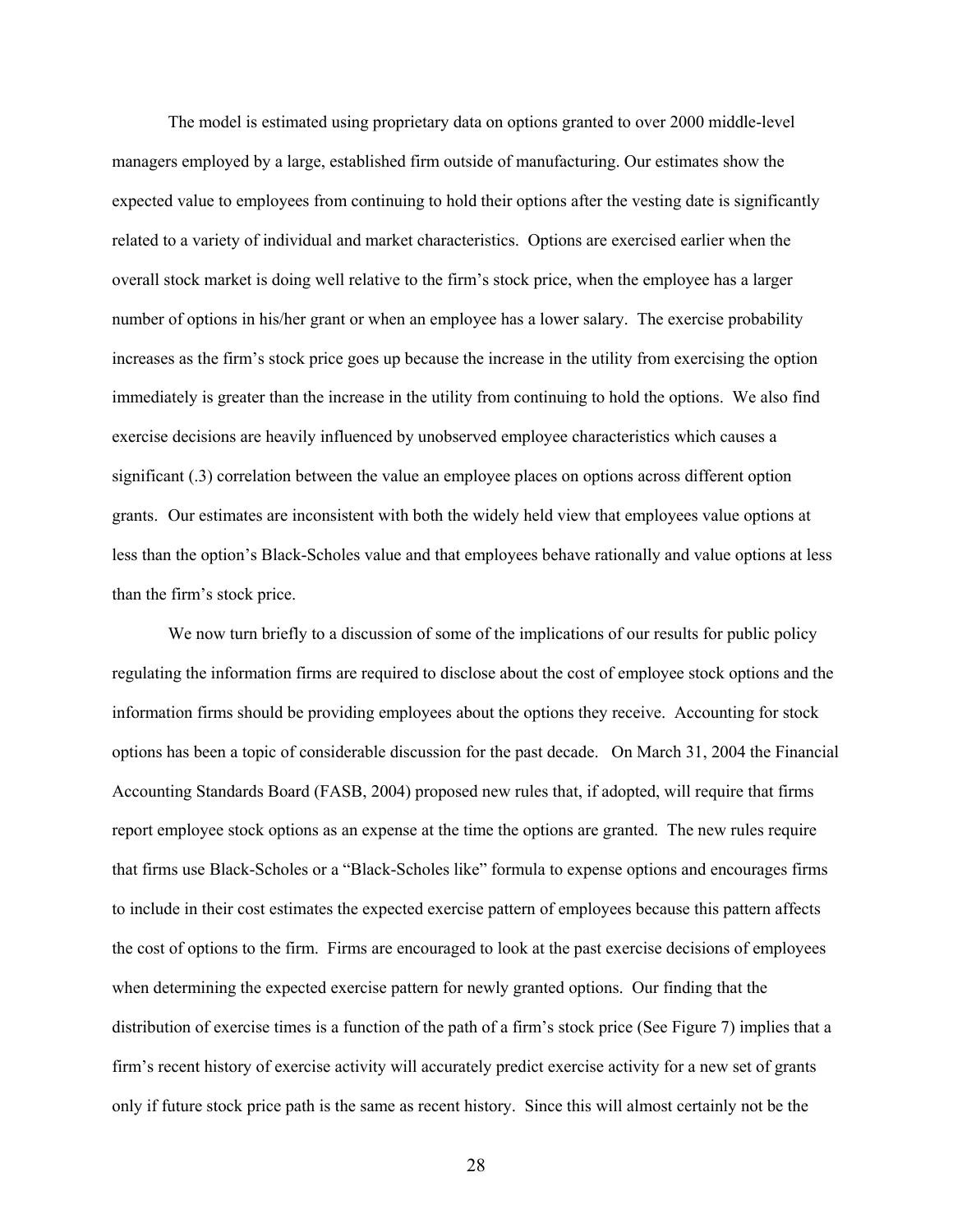The model is estimated using proprietary data on options granted to over 2000 middle-level managers employed by a large, established firm outside of manufacturing. Our estimates show the expected value to employees from continuing to hold their options after the vesting date is significantly related to a variety of individual and market characteristics. Options are exercised earlier when the overall stock market is doing well relative to the firm's stock price, when the employee has a larger number of options in his/her grant or when an employee has a lower salary. The exercise probability increases as the firm's stock price goes up because the increase in the utility from exercising the option immediately is greater than the increase in the utility from continuing to hold the options. We also find exercise decisions are heavily influenced by unobserved employee characteristics which causes a significant (.3) correlation between the value an employee places on options across different option grants. Our estimates are inconsistent with both the widely held view that employees value options at less than the option's Black-Scholes value and that employees behave rationally and value options at less than the firm's stock price.

We now turn briefly to a discussion of some of the implications of our results for public policy regulating the information firms are required to disclose about the cost of employee stock options and the information firms should be providing employees about the options they receive. Accounting for stock options has been a topic of considerable discussion for the past decade. On March 31, 2004 the Financial Accounting Standards Board (FASB, 2004) proposed new rules that, if adopted, will require that firms report employee stock options as an expense at the time the options are granted. The new rules require that firms use Black-Scholes or a "Black-Scholes like" formula to expense options and encourages firms to include in their cost estimates the expected exercise pattern of employees because this pattern affects the cost of options to the firm. Firms are encouraged to look at the past exercise decisions of employees when determining the expected exercise pattern for newly granted options. Our finding that the distribution of exercise times is a function of the path of a firm's stock price (See Figure 7) implies that a firm's recent history of exercise activity will accurately predict exercise activity for a new set of grants only if future stock price path is the same as recent history. Since this will almost certainly not be the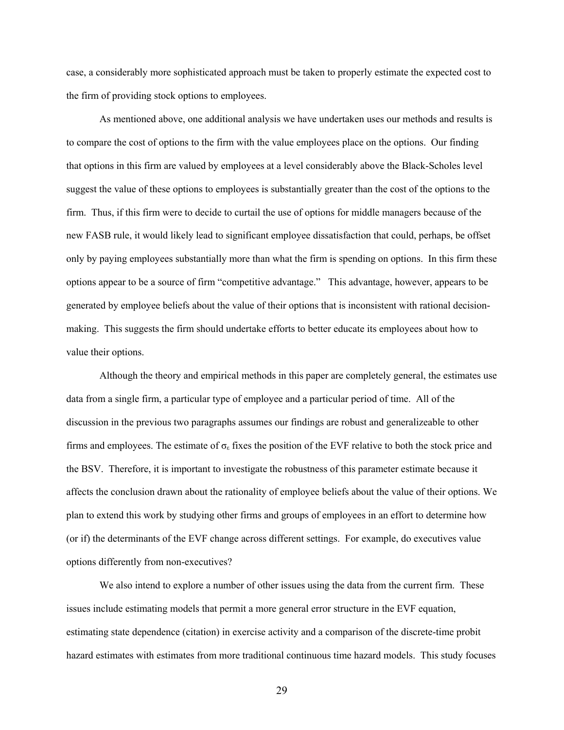case, a considerably more sophisticated approach must be taken to properly estimate the expected cost to the firm of providing stock options to employees.

As mentioned above, one additional analysis we have undertaken uses our methods and results is to compare the cost of options to the firm with the value employees place on the options. Our finding that options in this firm are valued by employees at a level considerably above the Black-Scholes level suggest the value of these options to employees is substantially greater than the cost of the options to the firm. Thus, if this firm were to decide to curtail the use of options for middle managers because of the new FASB rule, it would likely lead to significant employee dissatisfaction that could, perhaps, be offset only by paying employees substantially more than what the firm is spending on options. In this firm these options appear to be a source of firm "competitive advantage." This advantage, however, appears to be generated by employee beliefs about the value of their options that is inconsistent with rational decision-making. This suggests the firm should undertake efforts to better educate its employees about how to value their options.

Although the theory and empirical methods in this paper are completely general, the estimates use data from a single firm, a particular type of employee and a particular period of time. All of the discussion in the previous two paragraphs assumes our findings are robust and generalizeable to other firms and employees. The estimate of $\sigma_\varepsilon$ fixes the position of the EVF relative to both the stock price and the BSV. Therefore, it is important to investigate the robustness of this parameter estimate because it affects the conclusion drawn about the rationality of employee beliefs about the value of their options. We plan to extend this work by studying other firms and groups of employees in an effort to determine how (or if) the determinants of the EVF change across different settings. For example, do executives value options differently from non-executives?

We also intend to explore a number of other issues using the data from the current firm. These issues include estimating models that permit a more general error structure in the EVF equation, estimating state dependence (citation) in exercise activity and a comparison of the discrete-time probit hazard estimates with estimates from more traditional continuous time hazard models. This study focuses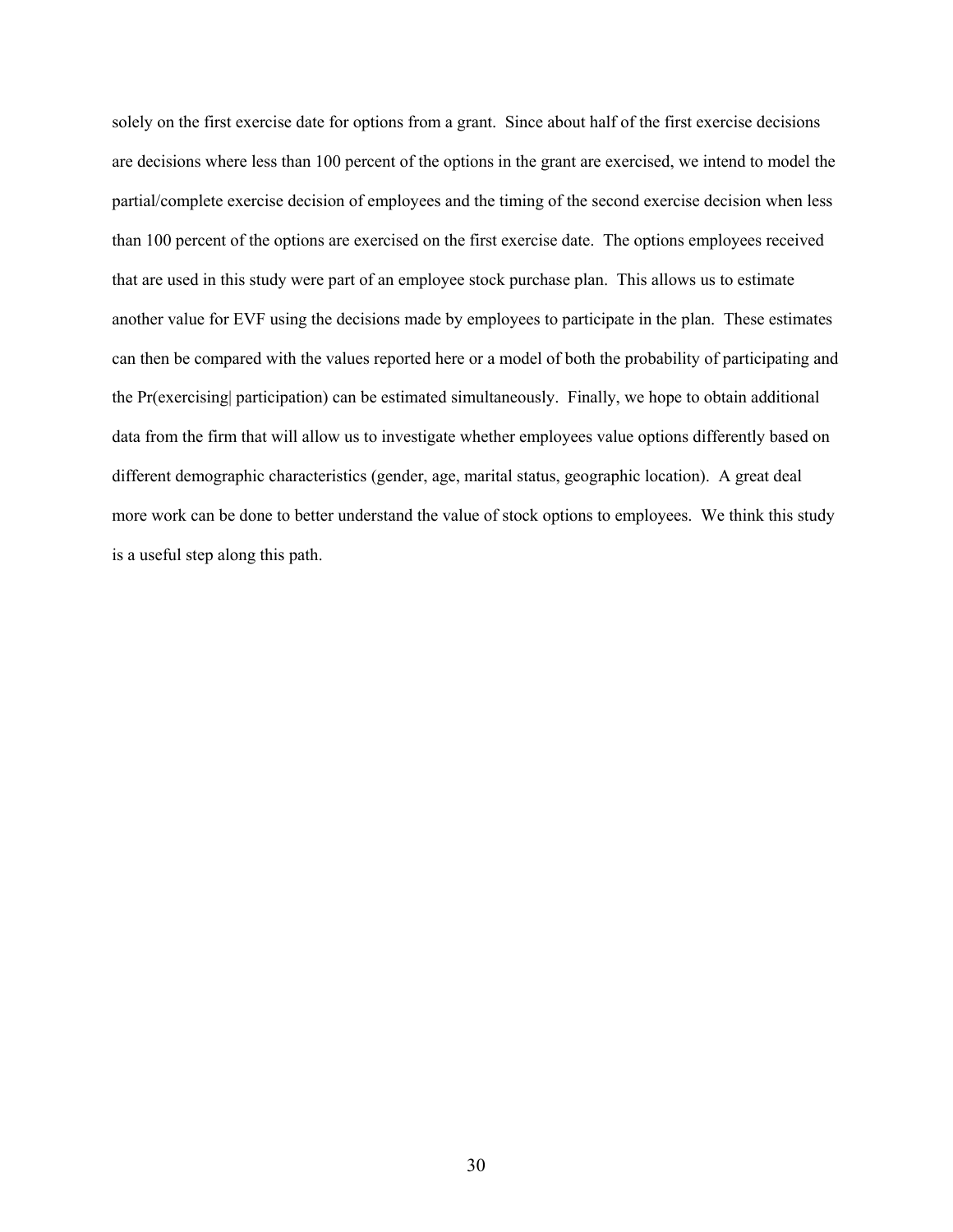solely on the first exercise date for options from a grant. Since about half of the first exercise decisions are decisions where less than 100 percent of the options in the grant are exercised, we intend to model the partial/complete exercise decision of employees and the timing of the second exercise decision when less than 100 percent of the options are exercised on the first exercise date. The options employees received that are used in this study were part of an employee stock purchase plan. This allows us to estimate another value for EVF using the decisions made by employees to participate in the plan. These estimates can then be compared with the values reported here or a model of both the probability of participating and the Pr(exercising| participation) can be estimated simultaneously. Finally, we hope to obtain additional data from the firm that will allow us to investigate whether employees value options differently based on different demographic characteristics (gender, age, marital status, geographic location). A great deal more work can be done to better understand the value of stock options to employees. We think this study is a useful step along this path.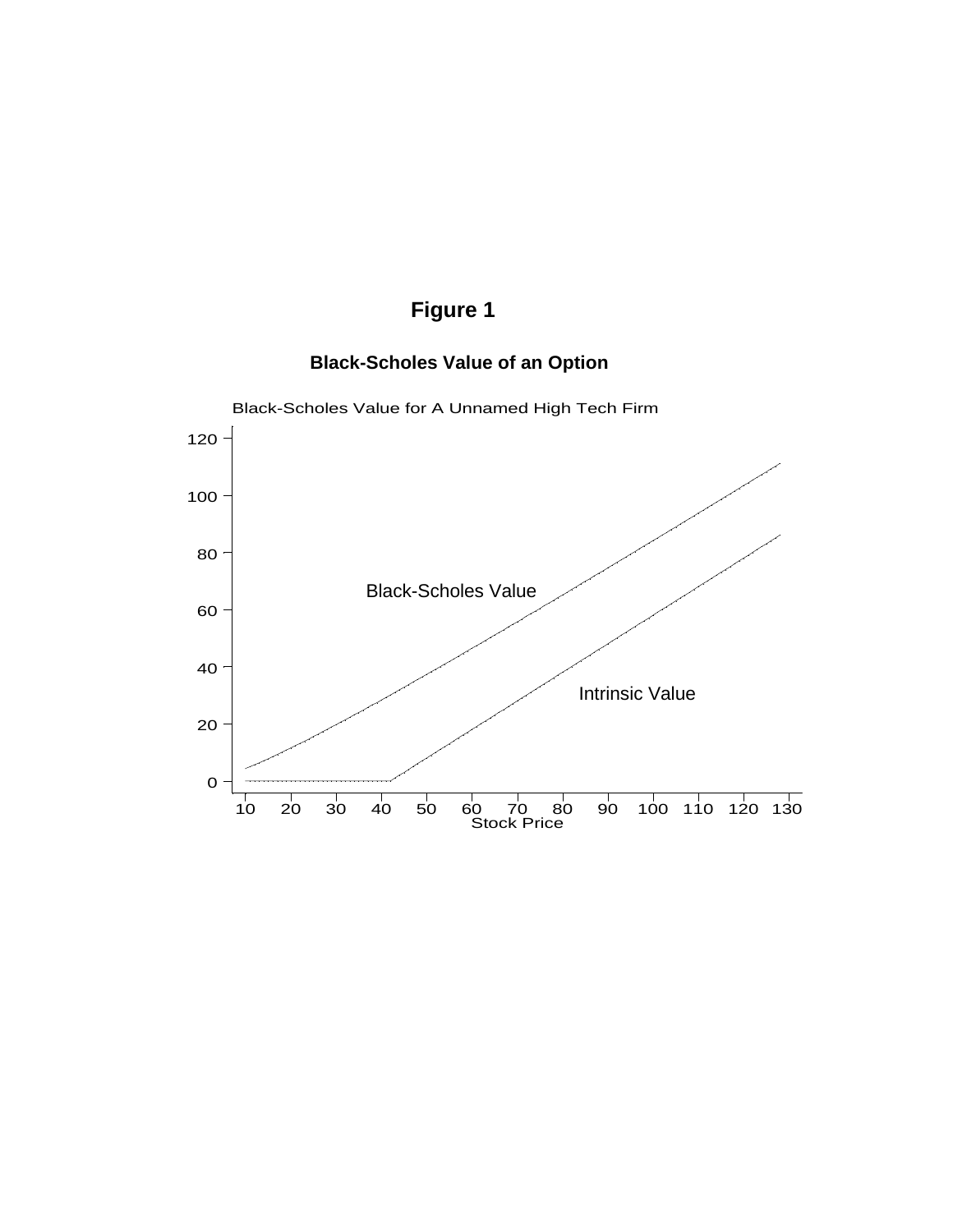# Figure 1

## Black-Scholes Value of an Option

Black-Scholes Value for A Unnamed High Tech Firm

120

100

80

60

40

20

0

Black-Scholes Value

Intrinsic Value

10 20 30 40 50 60 70 80 90 100 110 120 130

Stock Price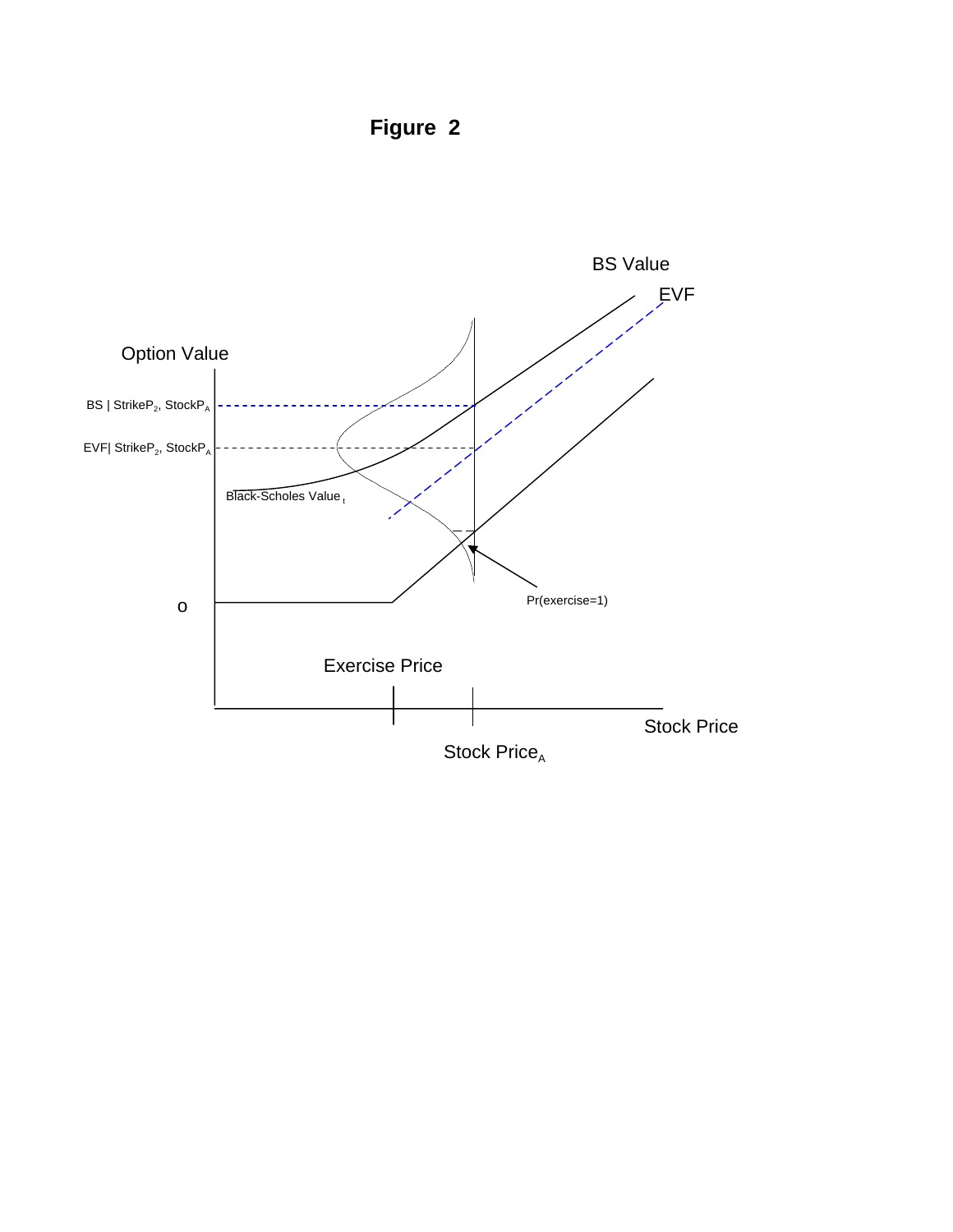# Figure 2

BS Value

EVF

Option Value

BS | $StrikeP_2$, $StockP_A$

EVF| $StrikeP_2$, $StockP_A$

Black-Scholes $Value_t$

Pr(exercise=1)

o

Exercise Price

Stock Price

Stock $Price_A$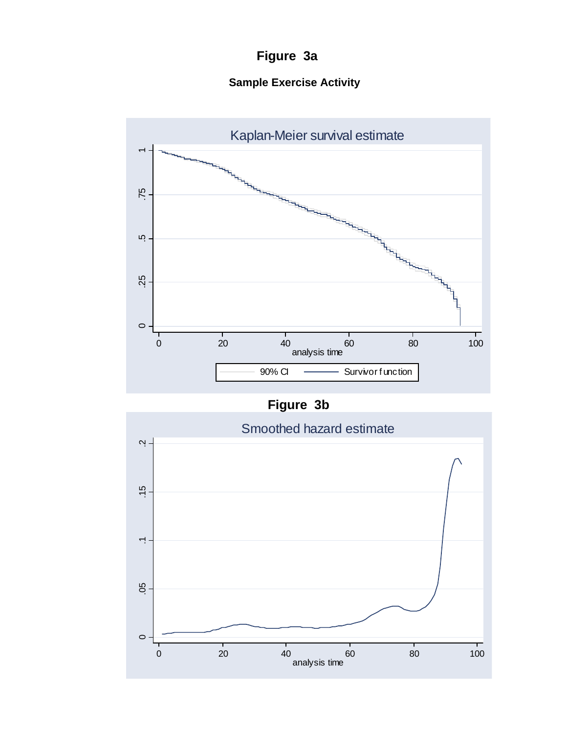# Figure 3a

**Sample Exercise Activity**

Kaplan-Meier survival estimate

# Figure 3b

Smoothed hazard estimate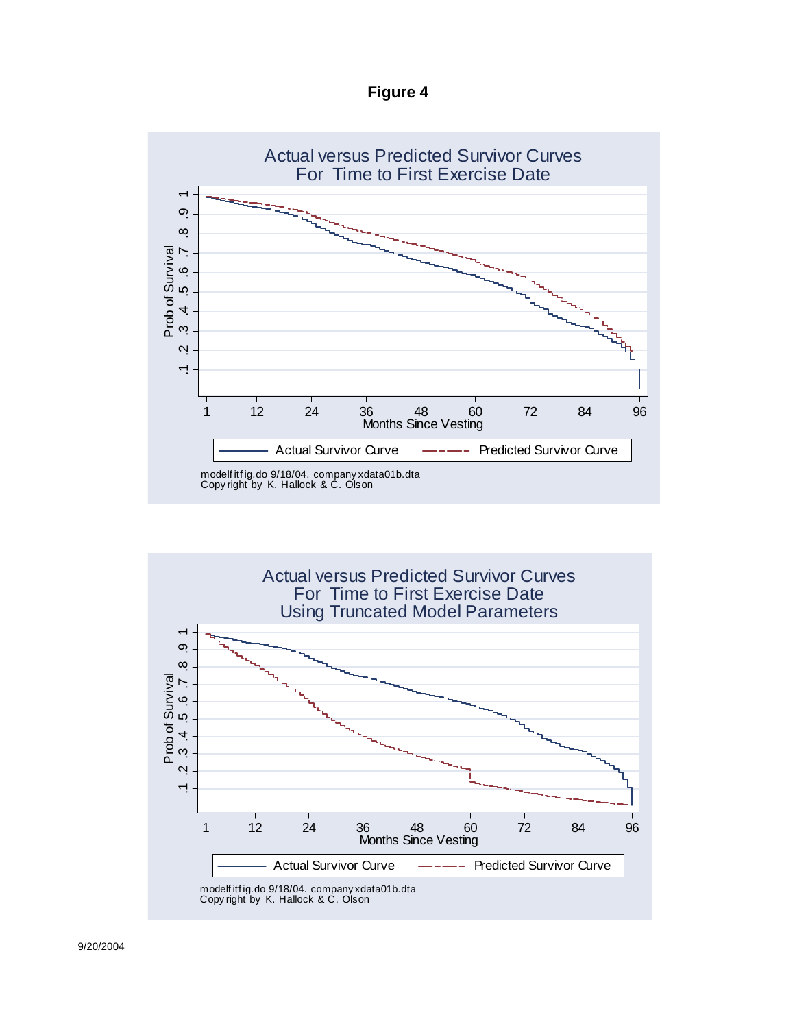# Figure 4

Actual versus Predicted Survivor Curves
For Time to First Exercise Date

Prob of Survival (y-axis: .1 .2 .3 .4 .5 .6 .7 .8 .9 1)

Months Since Vesting (x-axis: 1 12 24 36 48 60 72 84 96)

Actual Survivor Curve — Predicted Survivor Curve

modelfitfig.do 9/18/04. companyxdata01b.dta
Copyright by K. Hallock & C. Olson

Actual versus Predicted Survivor Curves
For Time to First Exercise Date
Using Truncated Model Parameters

Prob of Survival (y-axis: .1 .2 .3 .4 .5 .6 .7 .8 .9 1)

Months Since Vesting (x-axis: 1 12 24 36 48 60 72 84 96)

Actual Survivor Curve — Predicted Survivor Curve

modelfitfig.do 9/18/04. companyxdata01b.dta
Copyright by K. Hallock & C. Olson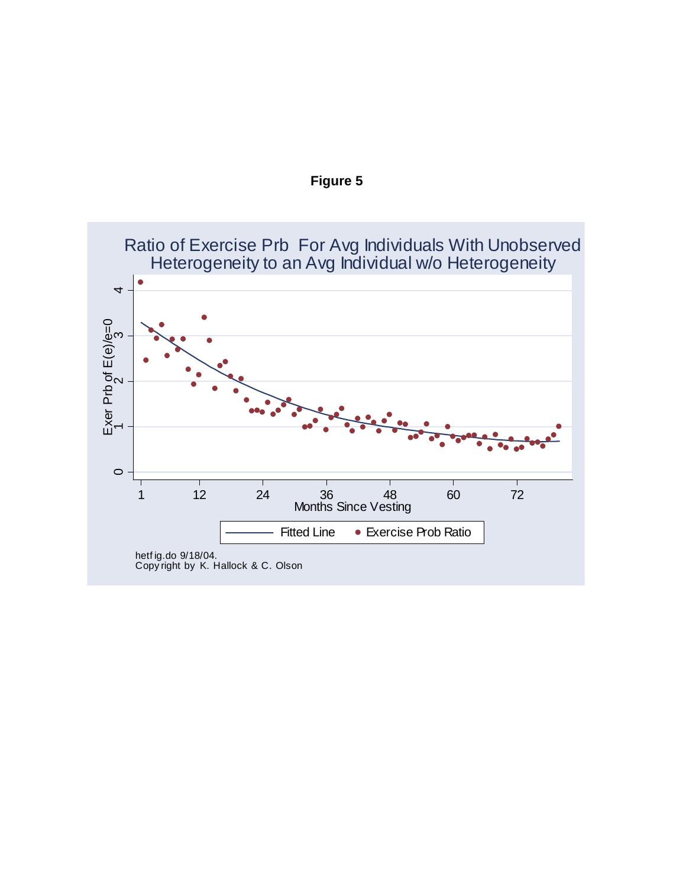**Figure 5**

Ratio of Exercise Prb For Avg Individuals With Unobserved Heterogeneity to an Avg Individual w/o Heterogeneity

Exer Prb of E(e)/e=0

Months Since Vesting

Fitted Line • Exercise Prob Ratio

hetfig.do 9/18/04.
Copyright by K. Hallock & C. Olson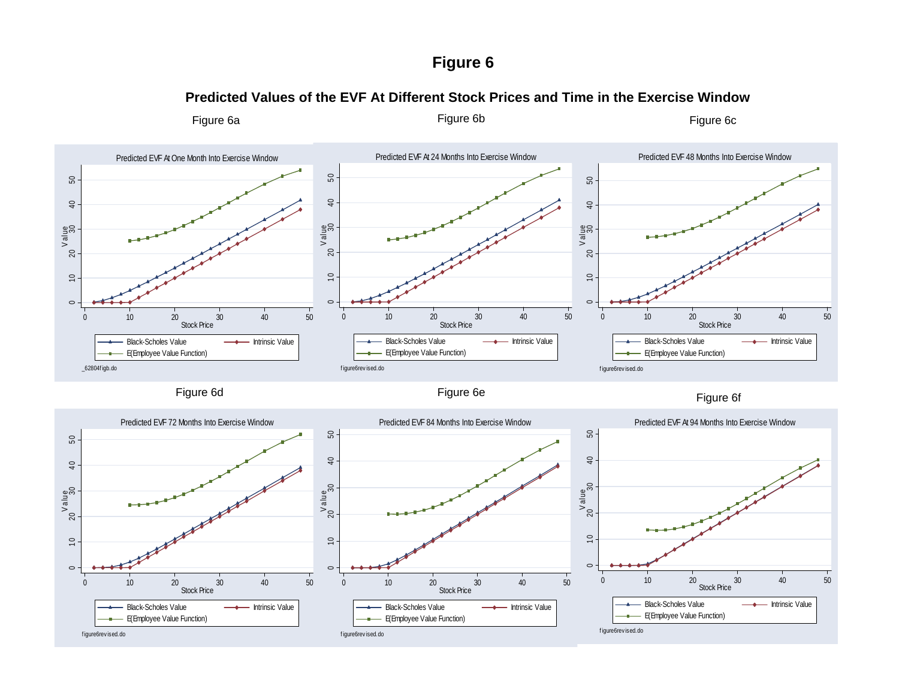# Figure 6

## Predicted Values of the EVF At Different Stock Prices and Time in the Exercise Window

Figure 6a

Predicted EVF At One Month Into Exercise Window

Black-Scholes Value — Intrinsic Value — E(Employee Value Function)

_62804figb.do

Figure 6b

Predicted EVF At 24 Months Into Exercise Window

Black-Scholes Value — Intrinsic Value — E(Employee Value Function)

figure6revised.do

Figure 6c

Predicted EVF 48 Months Into Exercise Window

Black-Scholes Value — Intrinsic Value — E(Employee Value Function)

figure6revised.do

Figure 6d

Predicted EVF 72 Months Into Exercise Window

Black-Scholes Value — Intrinsic Value — E(Employee Value Function)

figure6revised.do

Figure 6e

Predicted EVF 84 Months Into Exercise Window

Black-Scholes Value — Intrinsic Value — E(Employee Value Function)

figure6revised.do

Figure 6f

Predicted EVF At 94 Months Into Exercise Window

Black-Scholes Value — Intrinsic Value — E(Employee Value Function)

figure6revised.do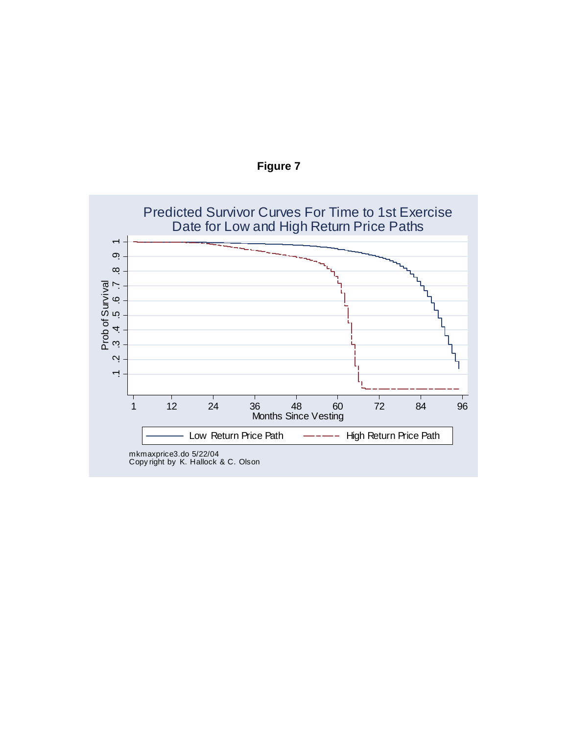**Figure 7**

Predicted Survivor Curves For Time to 1st Exercise Date for Low and High Return Price Paths

Prob of Survival

Months Since Vesting

Low Return Price Path — High Return Price Path

mkmaxprice3.do 5/22/04
Copyright by K. Hallock & C. Olson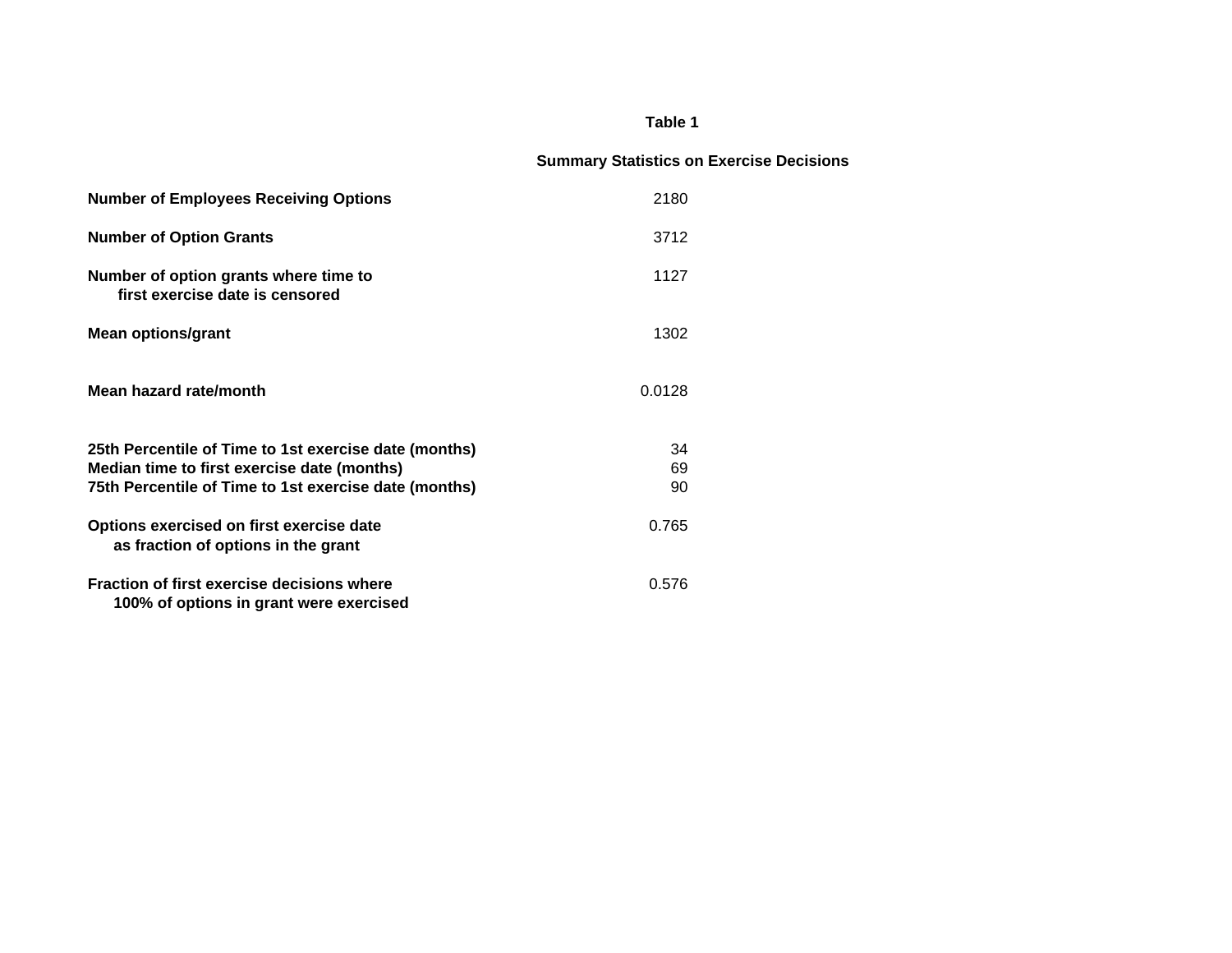**Table 1**

**Summary Statistics on Exercise Decisions**

| | |
|---|---|
| **Number of Employees Receiving Options** | 2180 |
| **Number of Option Grants** | 3712 |
| **Number of option grants where time to first exercise date is censored** | 1127 |
| **Mean options/grant** | 1302 |
| **Mean hazard rate/month** | 0.0128 |
| **25th Percentile of Time to 1st exercise date (months)** | 34 |
| **Median time to first exercise date (months)** | 69 |
| **75th Percentile of Time to 1st exercise date (months)** | 90 |
| **Options exercised on first exercise date as fraction of options in the grant** | 0.765 |
| **Fraction of first exercise decisions where 100% of options in grant were exercised** | 0.576 |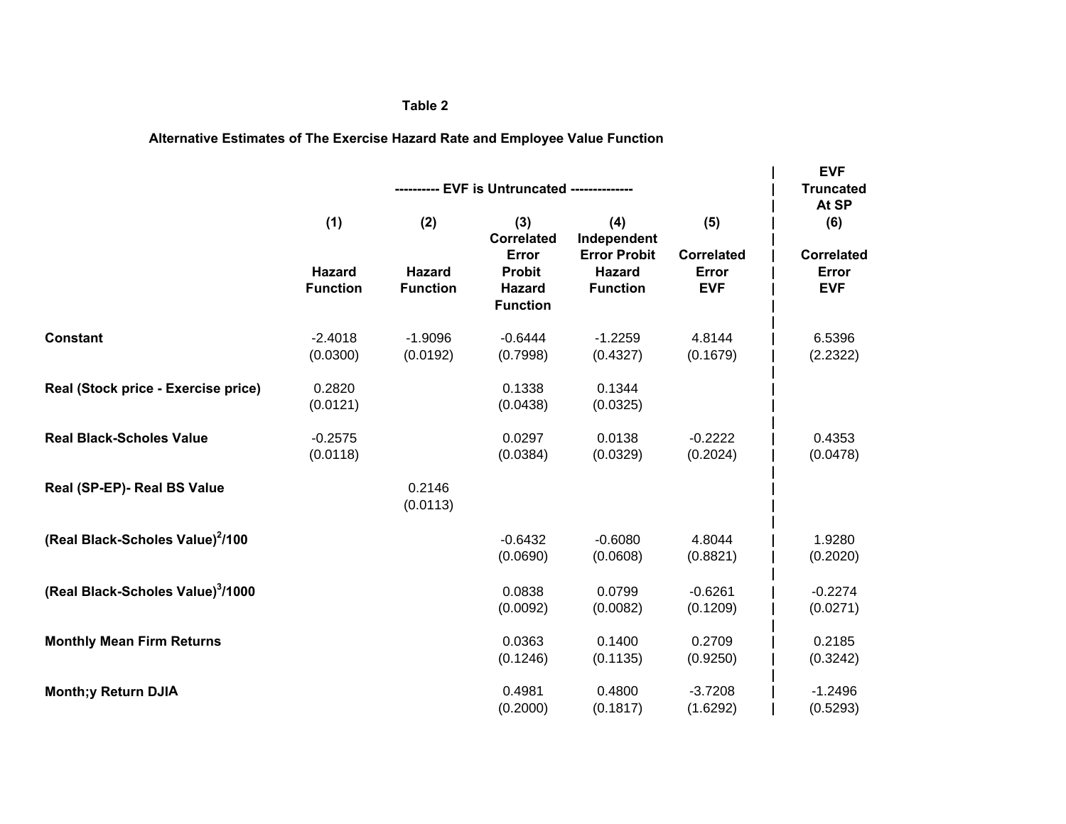**Table 2**

**Alternative Estimates of The Exercise Hazard Rate and Employee Value Function**

| | ---------- EVF is Untruncated ------------- | | | | | EVF Truncated At SP |
|---|---|---|---|---|---|---|
| | (1) | (2) | (3) | (4) | (5) | (6) |
| | Hazard Function | Hazard Function | Correlated Error Probit Hazard Function | Independent Error Probit Hazard Function | Correlated Error EVF | Correlated Error EVF |
| **Constant** | -2.4018 | -1.9096 | -0.6444 | -1.2259 | 4.8144 | 6.5396 |
| | (0.0300) | (0.0192) | (0.7998) | (0.4327) | (0.1679) | (2.2322) |
| **Real (Stock price - Exercise price)** | 0.2820 | | 0.1338 | 0.1344 | | |
| | (0.0121) | | (0.0438) | (0.0325) | | |
| **Real Black-Scholes Value** | -0.2575 | | 0.0297 | 0.0138 | -0.2222 | 0.4353 |
| | (0.0118) | | (0.0384) | (0.0329) | (0.2024) | (0.0478) |
| **Real (SP-EP)- Real BS Value** | | 0.2146 | | | | |
| | | (0.0113) | | | | |
| **(Real Black-Scholes Value)$^2$/100** | | | -0.6432 | -0.6080 | 4.8044 | 1.9280 |
| | | | (0.0690) | (0.0608) | (0.8821) | (0.2020) |
| **(Real Black-Scholes Value)$^3$/1000** | | | 0.0838 | 0.0799 | -0.6261 | -0.2274 |
| | | | (0.0092) | (0.0082) | (0.1209) | (0.0271) |
| **Monthly Mean Firm Returns** | | | 0.0363 | 0.1400 | 0.2709 | 0.2185 |
| | | | (0.1246) | (0.1135) | (0.9250) | (0.3242) |
| **Month;y Return DJIA** | | | 0.4981 | 0.4800 | -3.7208 | -1.2496 |
| | | | (0.2000) | (0.1817) | (1.6292) | (0.5293) |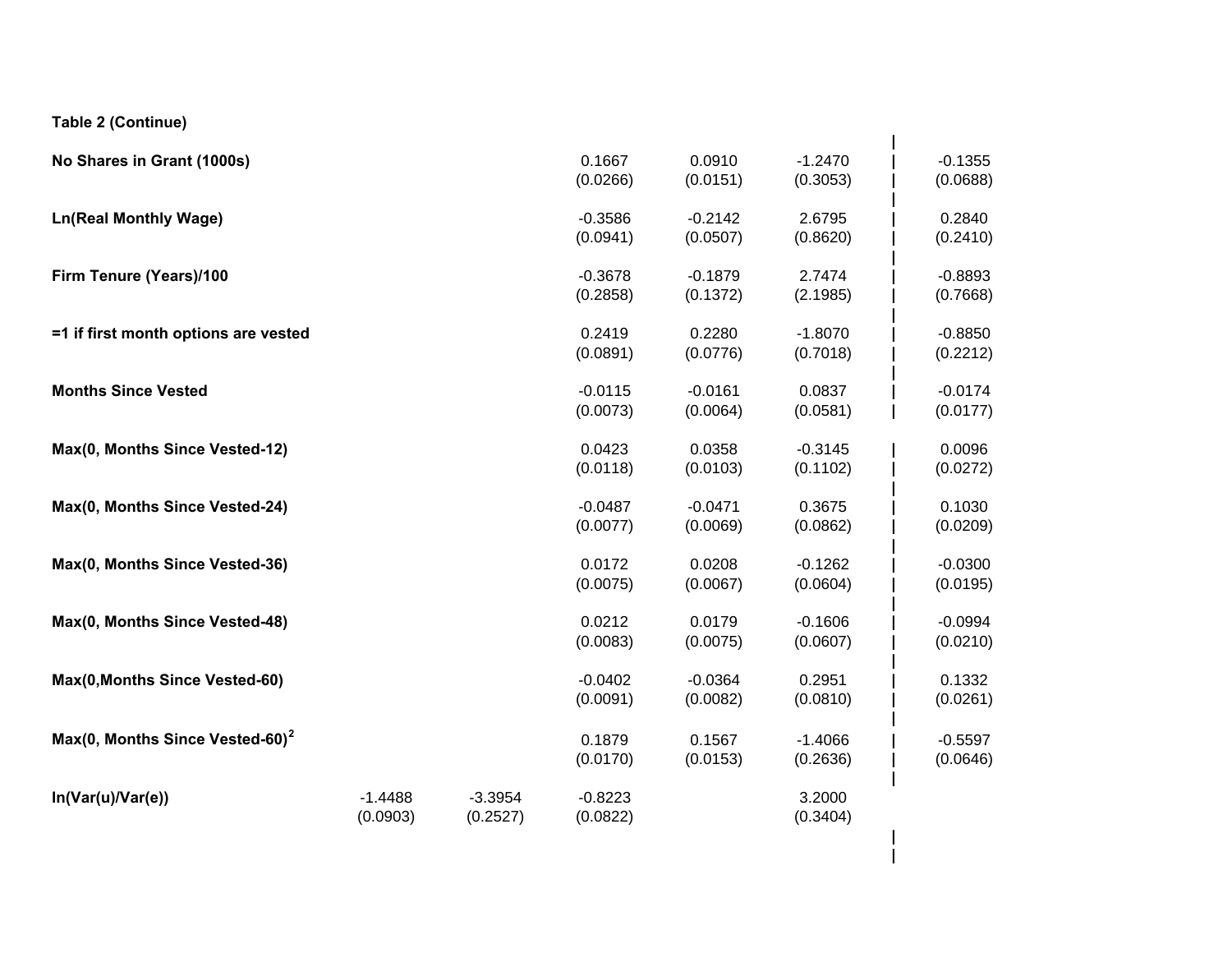**Table 2 (Continue)**

| | | | | | | |
|---|---|---|---|---|---|---|
| **No Shares in Grant (1000s)** | | | 0.1667 | 0.0910 | -1.2470 | -0.1355 |
| | | | (0.0266) | (0.0151) | (0.3053) | (0.0688) |
| **Ln(Real Monthly Wage)** | | | -0.3586 | -0.2142 | 2.6795 | 0.2840 |
| | | | (0.0941) | (0.0507) | (0.8620) | (0.2410) |
| **Firm Tenure (Years)/100** | | | -0.3678 | -0.1879 | 2.7474 | -0.8893 |
| | | | (0.2858) | (0.1372) | (2.1985) | (0.7668) |
| **=1 if first month options are vested** | | | 0.2419 | 0.2280 | -1.8070 | -0.8850 |
| | | | (0.0891) | (0.0776) | (0.7018) | (0.2212) |
| **Months Since Vested** | | | -0.0115 | -0.0161 | 0.0837 | -0.0174 |
| | | | (0.0073) | (0.0064) | (0.0581) | (0.0177) |
| **Max(0, Months Since Vested-12)** | | | 0.0423 | 0.0358 | -0.3145 | 0.0096 |
| | | | (0.0118) | (0.0103) | (0.1102) | (0.0272) |
| **Max(0, Months Since Vested-24)** | | | -0.0487 | -0.0471 | 0.3675 | 0.1030 |
| | | | (0.0077) | (0.0069) | (0.0862) | (0.0209) |
| **Max(0, Months Since Vested-36)** | | | 0.0172 | 0.0208 | -0.1262 | -0.0300 |
| | | | (0.0075) | (0.0067) | (0.0604) | (0.0195) |
| **Max(0, Months Since Vested-48)** | | | 0.0212 | 0.0179 | -0.1606 | -0.0994 |
| | | | (0.0083) | (0.0075) | (0.0607) | (0.0210) |
| **Max(0,Months Since Vested-60)** | | | -0.0402 | -0.0364 | 0.2951 | 0.1332 |
| | | | (0.0091) | (0.0082) | (0.0810) | (0.0261) |
| **Max(0, Months Since Vested-60)$^2$** | | | 0.1879 | 0.1567 | -1.4066 | -0.5597 |
| | | | (0.0170) | (0.0153) | (0.2636) | (0.0646) |
| **ln(Var(u)/Var(e))** | -1.4488 | -3.3954 | -0.8223 | | 3.2000 | |
| | (0.0903) | (0.2527) | (0.0822) | | (0.3404) | |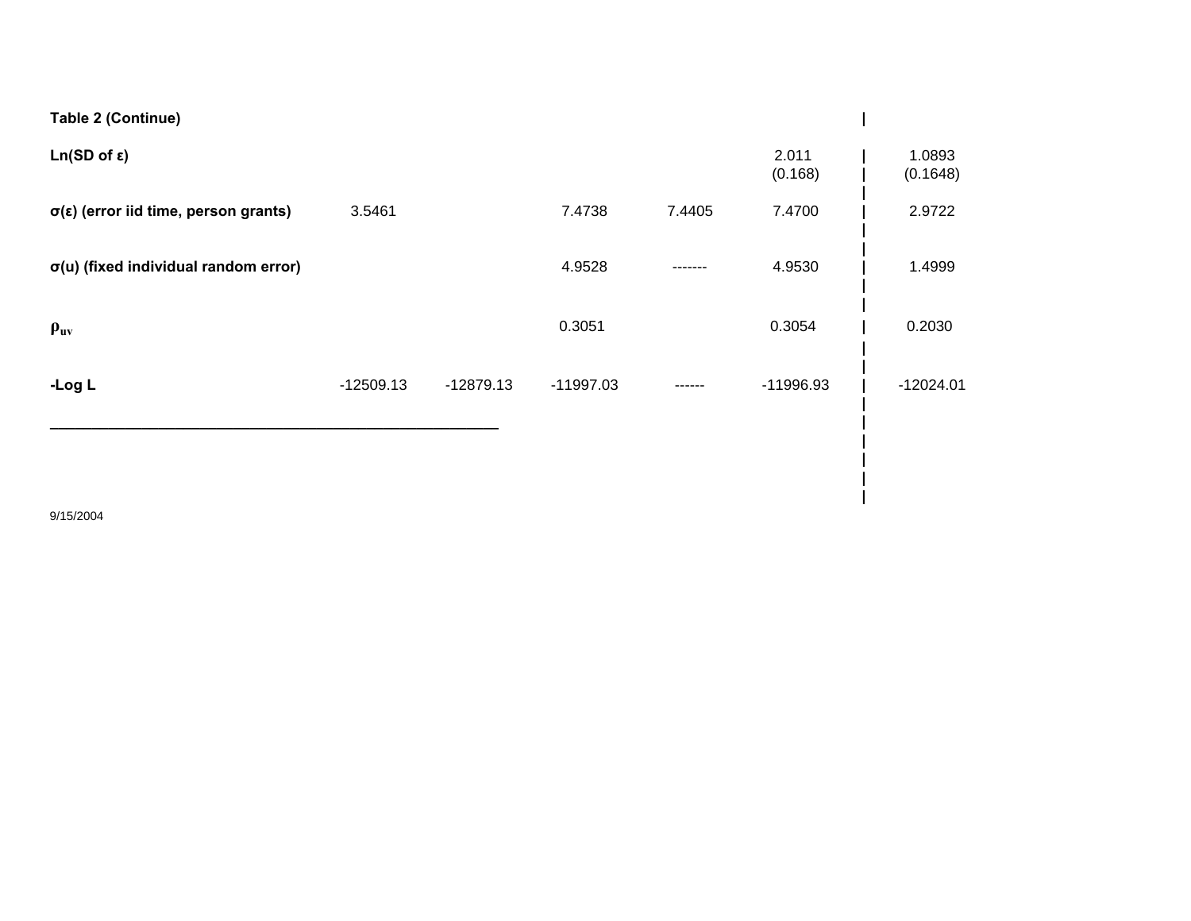**Table 2 (Continue)**

| | | | | | | | |
|---|---|---|---|---|---|---|---|
| **Ln(SD of ε)** | | | | | 2.011 (0.168) | \| | 1.0893 (0.1648) |
| **σ(ε) (error iid time, person grants)** | 3.5461 | | 7.4738 | 7.4405 | 7.4700 | \| | 2.9722 |
| **σ(u) (fixed individual random error)** | | | 4.9528 | ------- | 4.9530 | \| | 1.4999 |
| **$\rho_{uv}$** | | | 0.3051 | | 0.3054 | \| | 0.2030 |
| **-Log L** | -12509.13 | -12879.13 | -11997.03 | ------ | -11996.93 | \| | -12024.01 |

9/15/2004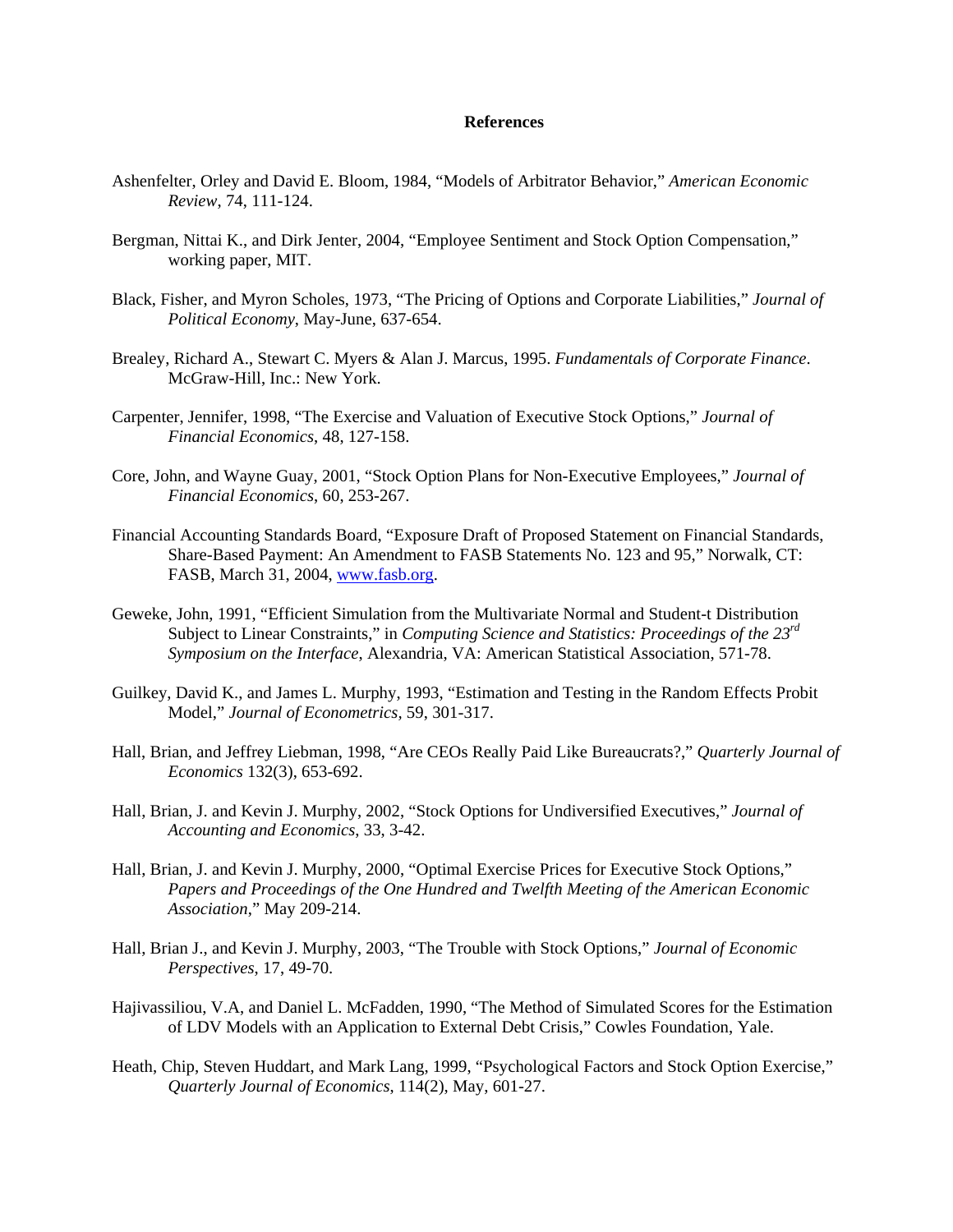# References

Ashenfelter, Orley and David E. Bloom, 1984, "Models of Arbitrator Behavior," *American Economic Review*, 74, 111-124.

Bergman, Nittai K., and Dirk Jenter, 2004, "Employee Sentiment and Stock Option Compensation," working paper, MIT.

Black, Fisher, and Myron Scholes, 1973, "The Pricing of Options and Corporate Liabilities," *Journal of Political Economy*, May-June, 637-654.

Brealey, Richard A., Stewart C. Myers & Alan J. Marcus, 1995. *Fundamentals of Corporate Finance*. McGraw-Hill, Inc.: New York.

Carpenter, Jennifer, 1998, "The Exercise and Valuation of Executive Stock Options," *Journal of Financial Economics*, 48, 127-158.

Core, John, and Wayne Guay, 2001, "Stock Option Plans for Non-Executive Employees," *Journal of Financial Economics*, 60, 253-267.

Financial Accounting Standards Board, "Exposure Draft of Proposed Statement on Financial Standards, Share-Based Payment: An Amendment to FASB Statements No. 123 and 95," Norwalk, CT: FASB, March 31, 2004, www.fasb.org.

Geweke, John, 1991, "Efficient Simulation from the Multivariate Normal and Student-t Distribution Subject to Linear Constraints," in *Computing Science and Statistics: Proceedings of the 23rd Symposium on the Interface*, Alexandria, VA: American Statistical Association, 571-78.

Guilkey, David K., and James L. Murphy, 1993, "Estimation and Testing in the Random Effects Probit Model," *Journal of Econometrics*, 59, 301-317.

Hall, Brian, and Jeffrey Liebman, 1998, "Are CEOs Really Paid Like Bureaucrats?," *Quarterly Journal of Economics* 132(3), 653-692.

Hall, Brian, J. and Kevin J. Murphy, 2002, "Stock Options for Undiversified Executives," *Journal of Accounting and Economics*, 33, 3-42.

Hall, Brian, J. and Kevin J. Murphy, 2000, "Optimal Exercise Prices for Executive Stock Options," *Papers and Proceedings of the One Hundred and Twelfth Meeting of the American Economic Association*," May 209-214.

Hall, Brian J., and Kevin J. Murphy, 2003, "The Trouble with Stock Options," *Journal of Economic Perspectives*, 17, 49-70.

Hajivassiliou, V.A, and Daniel L. McFadden, 1990, "The Method of Simulated Scores for the Estimation of LDV Models with an Application to External Debt Crisis," Cowles Foundation, Yale.

Heath, Chip, Steven Huddart, and Mark Lang, 1999, "Psychological Factors and Stock Option Exercise," *Quarterly Journal of Economics*, 114(2), May, 601-27.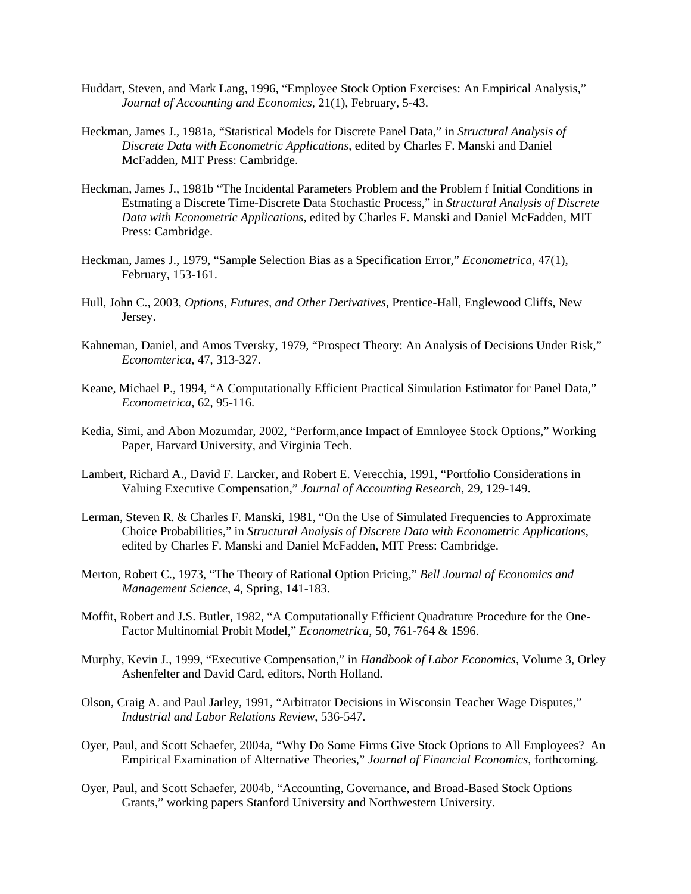Huddart, Steven, and Mark Lang, 1996, "Employee Stock Option Exercises: An Empirical Analysis," *Journal of Accounting and Economics*, 21(1), February, 5-43.

Heckman, James J., 1981a, "Statistical Models for Discrete Panel Data," in *Structural Analysis of Discrete Data with Econometric Applications*, edited by Charles F. Manski and Daniel McFadden, MIT Press: Cambridge.

Heckman, James J., 1981b "The Incidental Parameters Problem and the Problem f Initial Conditions in Estmating a Discrete Time-Discrete Data Stochastic Process," in *Structural Analysis of Discrete Data with Econometric Applications*, edited by Charles F. Manski and Daniel McFadden, MIT Press: Cambridge.

Heckman, James J., 1979, "Sample Selection Bias as a Specification Error," *Econometrica*, 47(1), February, 153-161.

Hull, John C., 2003, *Options, Futures, and Other Derivatives*, Prentice-Hall, Englewood Cliffs, New Jersey.

Kahneman, Daniel, and Amos Tversky, 1979, "Prospect Theory: An Analysis of Decisions Under Risk," *Economterica*, 47, 313-327.

Keane, Michael P., 1994, "A Computationally Efficient Practical Simulation Estimator for Panel Data," *Econometrica*, 62, 95-116.

Kedia, Simi, and Abon Mozumdar, 2002, "Perform,ance Impact of Emnloyee Stock Options," Working Paper, Harvard University, and Virginia Tech.

Lambert, Richard A., David F. Larcker, and Robert E. Verecchia, 1991, "Portfolio Considerations in Valuing Executive Compensation," *Journal of Accounting Research*, 29, 129-149.

Lerman, Steven R. & Charles F. Manski, 1981, "On the Use of Simulated Frequencies to Approximate Choice Probabilities," in *Structural Analysis of Discrete Data with Econometric Applications*, edited by Charles F. Manski and Daniel McFadden, MIT Press: Cambridge.

Merton, Robert C., 1973, "The Theory of Rational Option Pricing," *Bell Journal of Economics and Management Science*, 4, Spring, 141-183.

Moffit, Robert and J.S. Butler, 1982, "A Computationally Efficient Quadrature Procedure for the One-Factor Multinomial Probit Model," *Econometrica*, 50, 761-764 & 1596.

Murphy, Kevin J., 1999, "Executive Compensation," in *Handbook of Labor Economics*, Volume 3, Orley Ashenfelter and David Card, editors, North Holland.

Olson, Craig A. and Paul Jarley, 1991, "Arbitrator Decisions in Wisconsin Teacher Wage Disputes," *Industrial and Labor Relations Review*, 536-547.

Oyer, Paul, and Scott Schaefer, 2004a, "Why Do Some Firms Give Stock Options to All Employees? An Empirical Examination of Alternative Theories," *Journal of Financial Economics*, forthcoming.

Oyer, Paul, and Scott Schaefer, 2004b, "Accounting, Governance, and Broad-Based Stock Options Grants," working papers Stanford University and Northwestern University.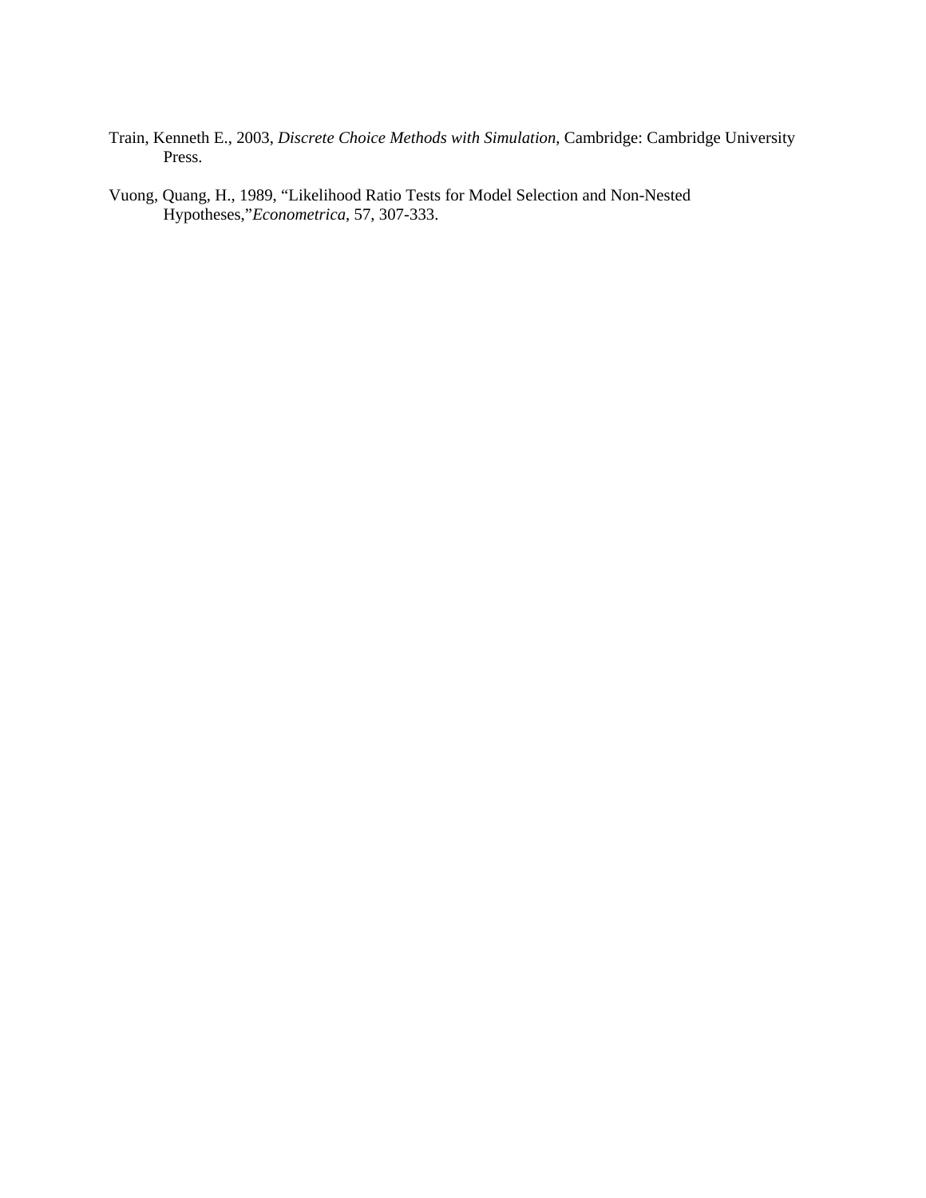Train, Kenneth E., 2003, *Discrete Choice Methods with Simulation*, Cambridge: Cambridge University Press.

Vuong, Quang, H., 1989, "Likelihood Ratio Tests for Model Selection and Non-Nested Hypotheses,"*Econometrica*, 57, 307-333.